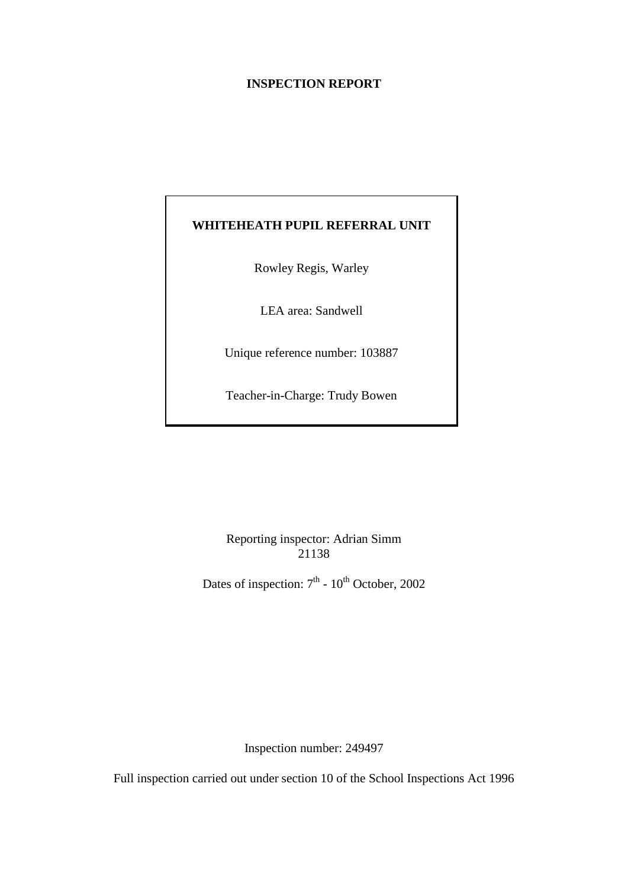# INSPECTION REPORT

**WHITEHEATH PUPIL REFERRAL UNIT**

Rowley Regis, Warley

LEA area: Sandwell

Unique reference number: 103887

Teacher-in-Charge: Trudy Bowen

Reporting inspector: Adrian Simm
21138

Dates of inspection: 7th - 10th October, 2002

Inspection number: 249497

Full inspection carried out under section 10 of the School Inspections Act 1996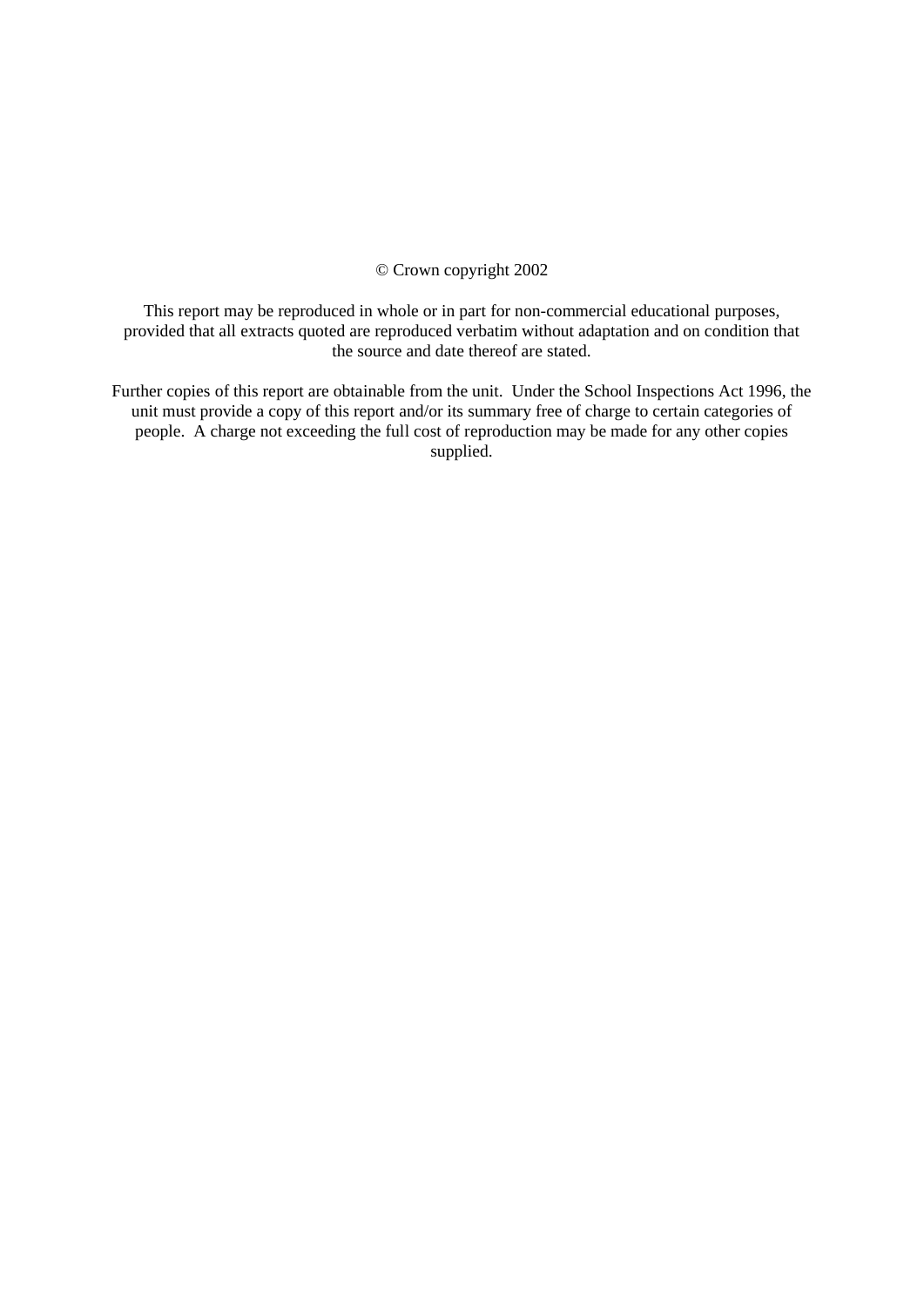© Crown copyright 2002

This report may be reproduced in whole or in part for non-commercial educational purposes, provided that all extracts quoted are reproduced verbatim without adaptation and on condition that the source and date thereof are stated.

Further copies of this report are obtainable from the unit. Under the School Inspections Act 1996, the unit must provide a copy of this report and/or its summary free of charge to certain categories of people. A charge not exceeding the full cost of reproduction may be made for any other copies supplied.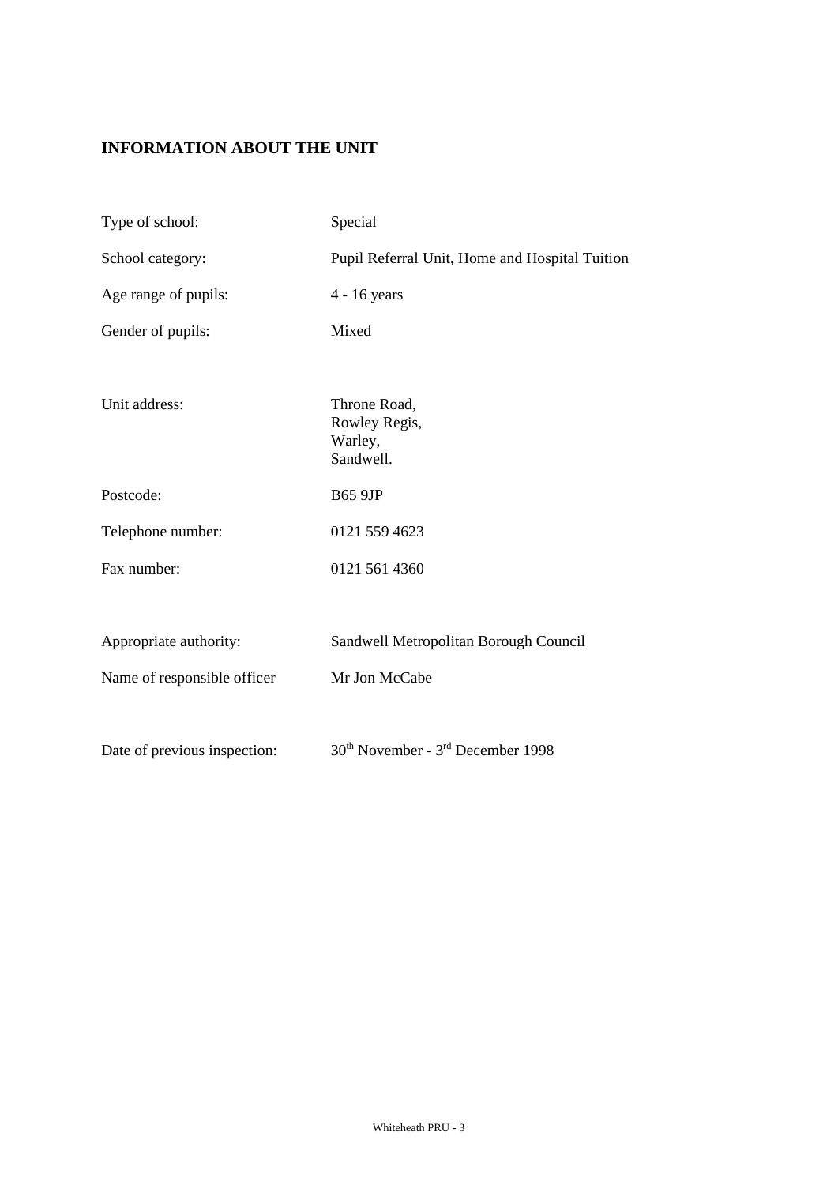# INFORMATION ABOUT THE UNIT

| | |
|---|---|
| Type of school: | Special |
| School category: | Pupil Referral Unit, Home and Hospital Tuition |
| Age range of pupils: | 4 - 16 years |
| Gender of pupils: | Mixed |
| Unit address: | Throne Road, Rowley Regis, Warley, Sandwell. |
| Postcode: | B65 9JP |
| Telephone number: | 0121 559 4623 |
| Fax number: | 0121 561 4360 |
| Appropriate authority: | Sandwell Metropolitan Borough Council |
| Name of responsible officer | Mr Jon McCabe |
| Date of previous inspection: | 30th November - 3rd December 1998 |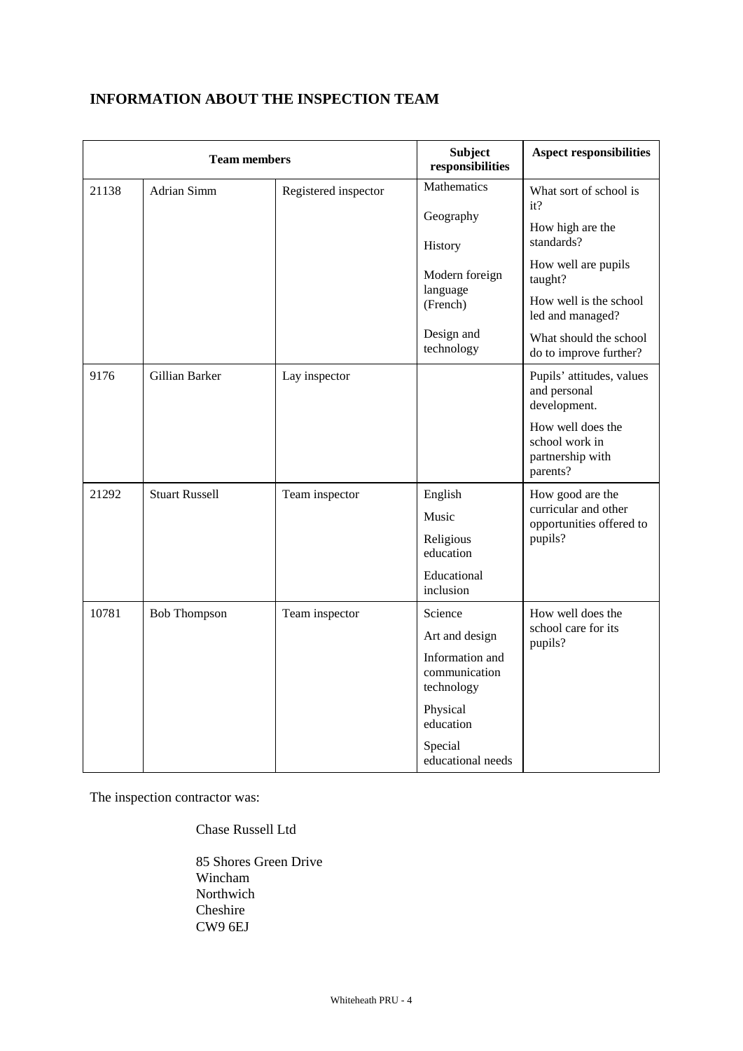## INFORMATION ABOUT THE INSPECTION TEAM

| Team members | | | Subject responsibilities | Aspect responsibilities |
|---|---|---|---|---|
| 21138 | Adrian Simm | Registered inspector | Mathematics<br>Geography<br>History<br>Modern foreign language (French)<br>Design and technology | What sort of school is it?<br>How high are the standards?<br>How well are pupils taught?<br>How well is the school led and managed?<br>What should the school do to improve further? |
| 9176 | Gillian Barker | Lay inspector | | Pupils' attitudes, values and personal development.<br>How well does the school work in partnership with parents? |
| 21292 | Stuart Russell | Team inspector | English<br>Music<br>Religious education<br>Educational inclusion | How good are the curricular and other opportunities offered to pupils? |
| 10781 | Bob Thompson | Team inspector | Science<br>Art and design<br>Information and communication technology<br>Physical education<br>Special educational needs | How well does the school care for its pupils? |

The inspection contractor was:

Chase Russell Ltd

85 Shores Green Drive
Wincham
Northwich
Cheshire
CW9 6EJ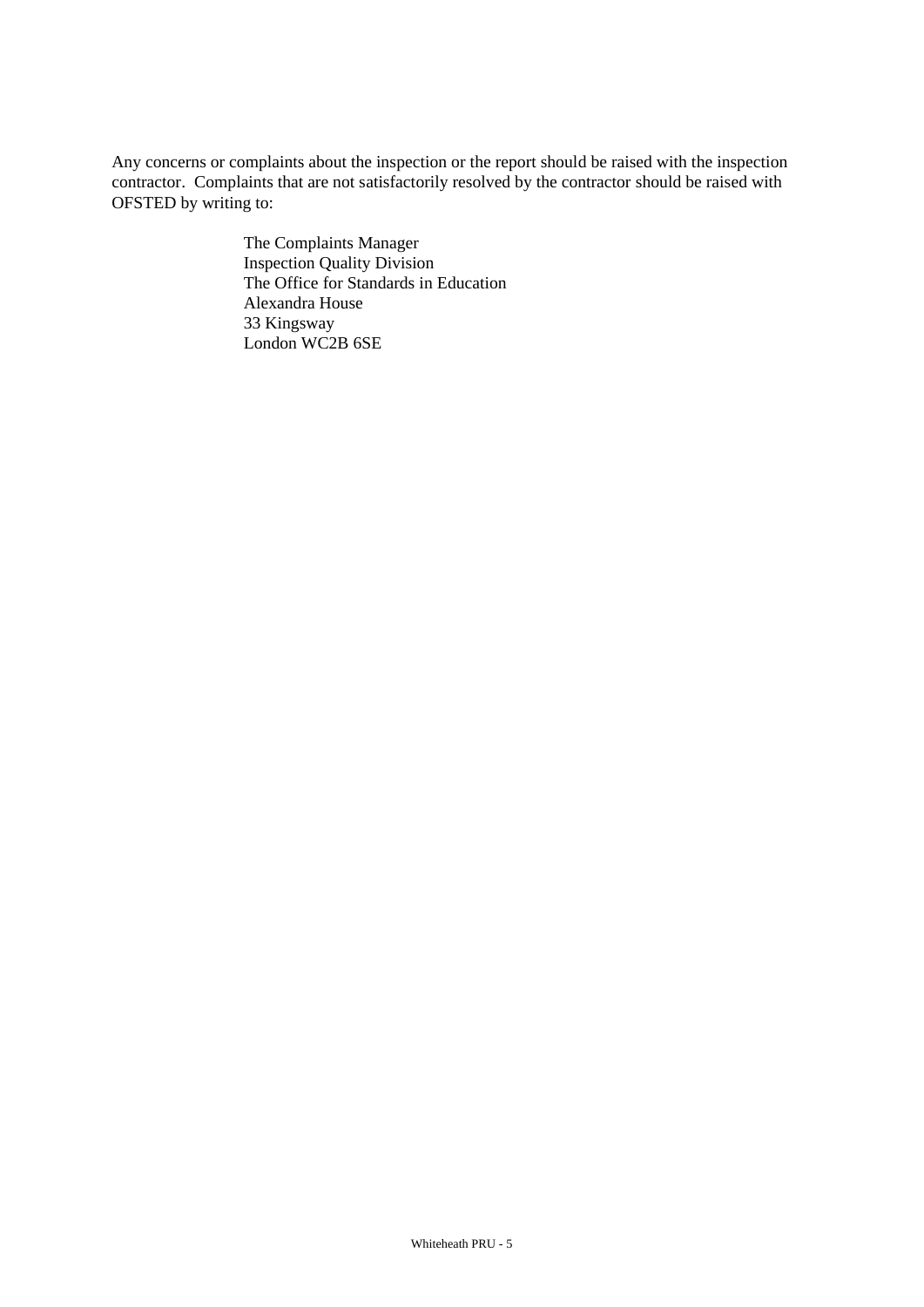Any concerns or complaints about the inspection or the report should be raised with the inspection contractor. Complaints that are not satisfactorily resolved by the contractor should be raised with OFSTED by writing to:

> The Complaints Manager
> Inspection Quality Division
> The Office for Standards in Education
> Alexandra House
> 33 Kingsway
> London WC2B 6SE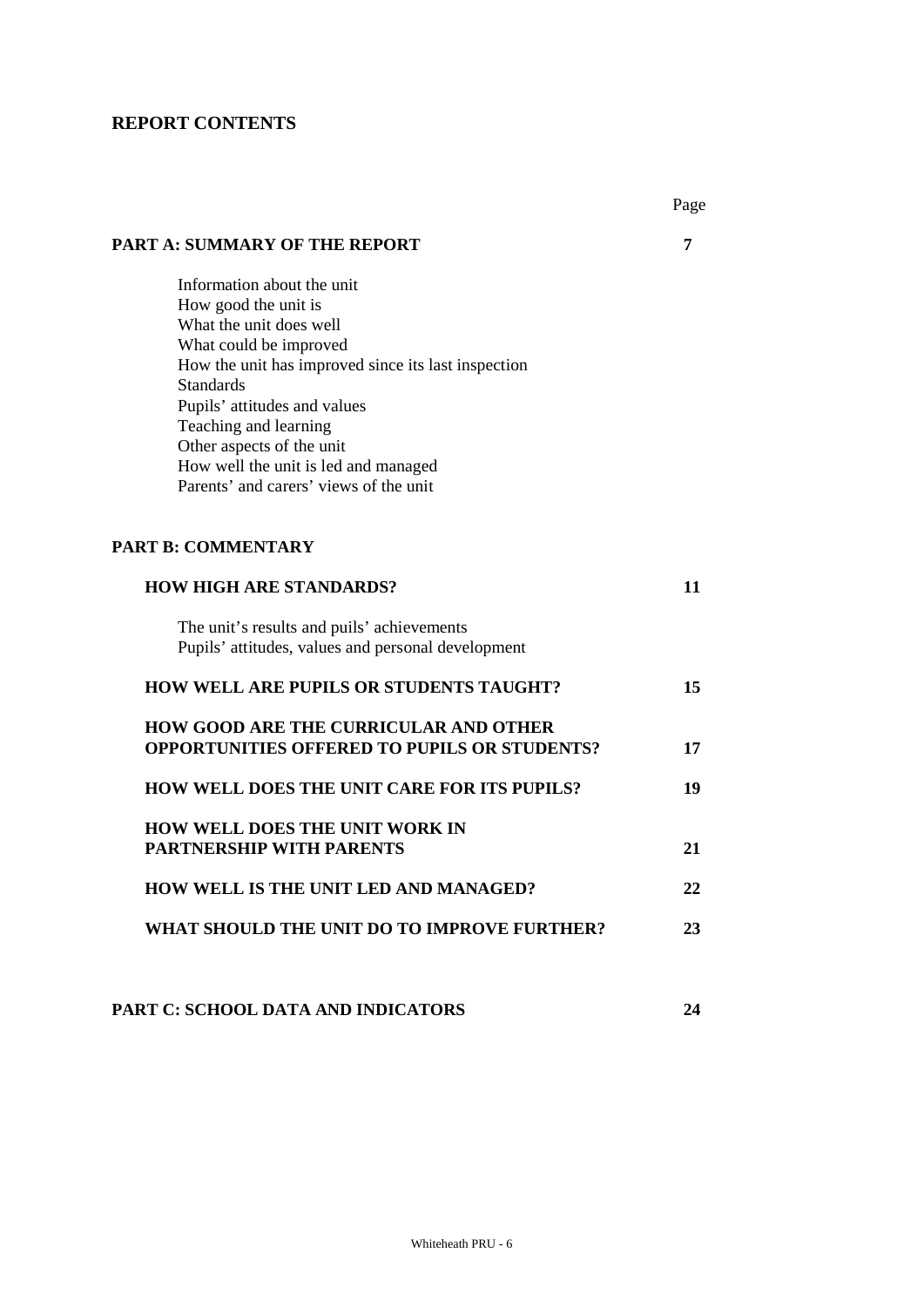## REPORT CONTENTS

| | Page |
|---|---|
| **PART A: SUMMARY OF THE REPORT** | **7** |
| Information about the unit<br>How good the unit is<br>What the unit does well<br>What could be improved<br>How the unit has improved since its last inspection<br>Standards<br>Pupils' attitudes and values<br>Teaching and learning<br>Other aspects of the unit<br>How well the unit is led and managed<br>Parents' and carers' views of the unit | |
| **PART B: COMMENTARY** | |
| **HOW HIGH ARE STANDARDS?** | **11** |
| The unit's results and pupils' achievements<br>Pupils' attitudes, values and personal development | |
| **HOW WELL ARE PUPILS OR STUDENTS TAUGHT?** | **15** |
| **HOW GOOD ARE THE CURRICULAR AND OTHER OPPORTUNITIES OFFERED TO PUPILS OR STUDENTS?** | **17** |
| **HOW WELL DOES THE UNIT CARE FOR ITS PUPILS?** | **19** |
| **HOW WELL DOES THE UNIT WORK IN PARTNERSHIP WITH PARENTS** | **21** |
| **HOW WELL IS THE UNIT LED AND MANAGED?** | **22** |
| **WHAT SHOULD THE UNIT DO TO IMPROVE FURTHER?** | **23** |
| **PART C: SCHOOL DATA AND INDICATORS** | **24** |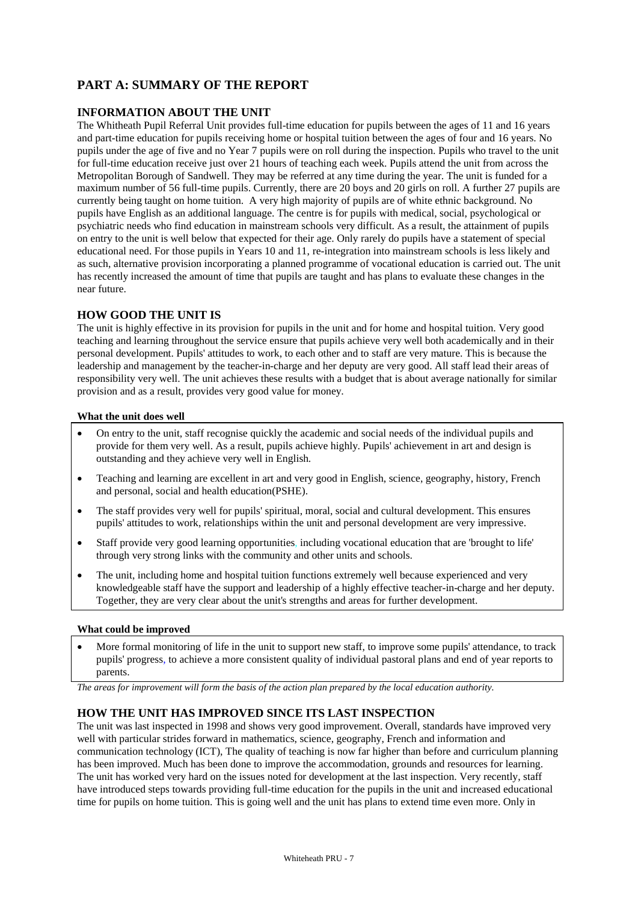## PART A: SUMMARY OF THE REPORT

### INFORMATION ABOUT THE UNIT

The Whitheath Pupil Referral Unit provides full-time education for pupils between the ages of 11 and 16 years and part-time education for pupils receiving home or hospital tuition between the ages of four and 16 years. No pupils under the age of five and no Year 7 pupils were on roll during the inspection. Pupils who travel to the unit for full-time education receive just over 21 hours of teaching each week. Pupils attend the unit from across the Metropolitan Borough of Sandwell. They may be referred at any time during the year. The unit is funded for a maximum number of 56 full-time pupils. Currently, there are 20 boys and 20 girls on roll. A further 27 pupils are currently being taught on home tuition. A very high majority of pupils are of white ethnic background. No pupils have English as an additional language. The centre is for pupils with medical, social, psychological or psychiatric needs who find education in mainstream schools very difficult. As a result, the attainment of pupils on entry to the unit is well below that expected for their age. Only rarely do pupils have a statement of special educational need. For those pupils in Years 10 and 11, re-integration into mainstream schools is less likely and as such, alternative provision incorporating a planned programme of vocational education is carried out. The unit has recently increased the amount of time that pupils are taught and has plans to evaluate these changes in the near future.

### HOW GOOD THE UNIT IS

The unit is highly effective in its provision for pupils in the unit and for home and hospital tuition. Very good teaching and learning throughout the service ensure that pupils achieve very well both academically and in their personal development. Pupils' attitudes to work, to each other and to staff are very mature. This is because the leadership and management by the teacher-in-charge and her deputy are very good. All staff lead their areas of responsibility very well. The unit achieves these results with a budget that is about average nationally for similar provision and as a result, provides very good value for money.

**What the unit does well**

- On entry to the unit, staff recognise quickly the academic and social needs of the individual pupils and provide for them very well. As a result, pupils achieve highly. Pupils' achievement in art and design is outstanding and they achieve very well in English.
- Teaching and learning are excellent in art and very good in English, science, geography, history, French and personal, social and health education(PSHE).
- The staff provides very well for pupils' spiritual, moral, social and cultural development. This ensures pupils' attitudes to work, relationships within the unit and personal development are very impressive.
- Staff provide very good learning opportunities, including vocational education that are 'brought to life' through very strong links with the community and other units and schools.
- The unit, including home and hospital tuition functions extremely well because experienced and very knowledgeable staff have the support and leadership of a highly effective teacher-in-charge and her deputy. Together, they are very clear about the unit's strengths and areas for further development.

**What could be improved**

- More formal monitoring of life in the unit to support new staff, to improve some pupils' attendance, to track pupils' progress, to achieve a more consistent quality of individual pastoral plans and end of year reports to parents.

*The areas for improvement will form the basis of the action plan prepared by the local education authority.*

### HOW THE UNIT HAS IMPROVED SINCE ITS LAST INSPECTION

The unit was last inspected in 1998 and shows very good improvement. Overall, standards have improved very well with particular strides forward in mathematics, science, geography, French and information and communication technology (ICT), The quality of teaching is now far higher than before and curriculum planning has been improved. Much has been done to improve the accommodation, grounds and resources for learning. The unit has worked very hard on the issues noted for development at the last inspection. Very recently, staff have introduced steps towards providing full-time education for the pupils in the unit and increased educational time for pupils on home tuition. This is going well and the unit has plans to extend time even more. Only in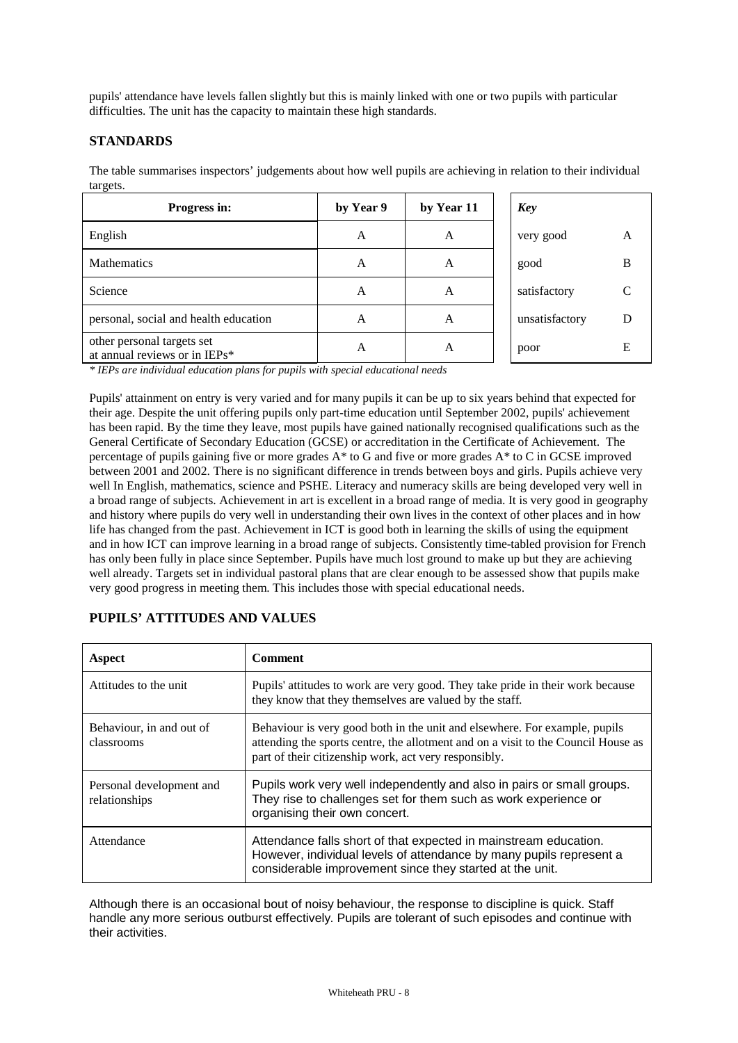pupils' attendance have levels fallen slightly but this is mainly linked with one or two pupils with particular difficulties. The unit has the capacity to maintain these high standards.

## STANDARDS

The table summarises inspectors' judgements about how well pupils are achieving in relation to their individual targets.

| Progress in: | by Year 9 | by Year 11 |
|---|---|---|
| English | A | A |
| Mathematics | A | A |
| Science | A | A |
| personal, social and health education | A | A |
| other personal targets set at annual reviews or in IEPs* | A | A |

| *Key* | |
|---|---|
| very good | A |
| good | B |
| satisfactory | C |
| unsatisfactory | D |
| poor | E |

*\* IEPs are individual education plans for pupils with special educational needs*

Pupils' attainment on entry is very varied and for many pupils it can be up to six years behind that expected for their age. Despite the unit offering pupils only part-time education until September 2002, pupils' achievement has been rapid. By the time they leave, most pupils have gained nationally recognised qualifications such as the General Certificate of Secondary Education (GCSE) or accreditation in the Certificate of Achievement. The percentage of pupils gaining five or more grades A* to G and five or more grades A* to C in GCSE improved between 2001 and 2002. There is no significant difference in trends between boys and girls. Pupils achieve very well In English, mathematics, science and PSHE. Literacy and numeracy skills are being developed very well in a broad range of subjects. Achievement in art is excellent in a broad range of media. It is very good in geography and history where pupils do very well in understanding their own lives in the context of other places and in how life has changed from the past. Achievement in ICT is good both in learning the skills of using the equipment and in how ICT can improve learning in a broad range of subjects. Consistently time-tabled provision for French has only been fully in place since September. Pupils have much lost ground to make up but they are achieving well already. Targets set in individual pastoral plans that are clear enough to be assessed show that pupils make very good progress in meeting them. This includes those with special educational needs.

## PUPILS' ATTITUDES AND VALUES

| Aspect | Comment |
|---|---|
| Attitudes to the unit | Pupils' attitudes to work are very good. They take pride in their work because they know that they themselves are valued by the staff. |
| Behaviour, in and out of classrooms | Behaviour is very good both in the unit and elsewhere. For example, pupils attending the sports centre, the allotment and on a visit to the Council House as part of their citizenship work, act very responsibly. |
| Personal development and relationships | Pupils work very well independently and also in pairs or small groups. They rise to challenges set for them such as work experience or organising their own concert. |
| Attendance | Attendance falls short of that expected in mainstream education. However, individual levels of attendance by many pupils represent a considerable improvement since they started at the unit. |

Although there is an occasional bout of noisy behaviour, the response to discipline is quick. Staff handle any more serious outburst effectively. Pupils are tolerant of such episodes and continue with their activities.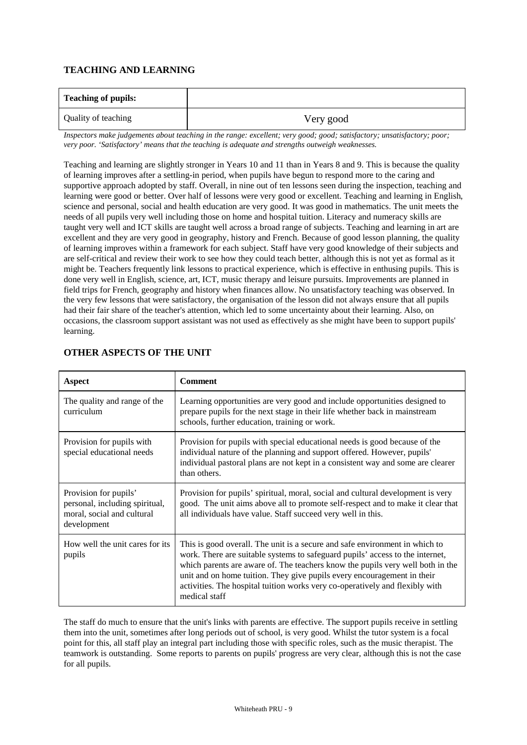## TEACHING AND LEARNING

| Teaching of pupils: | |
|---|---|
| Quality of teaching | Very good |

*Inspectors make judgements about teaching in the range: excellent; very good; good; satisfactory; unsatisfactory; poor; very poor. 'Satisfactory' means that the teaching is adequate and strengths outweigh weaknesses.*

Teaching and learning are slightly stronger in Years 10 and 11 than in Years 8 and 9. This is because the quality of learning improves after a settling-in period, when pupils have begun to respond more to the caring and supportive approach adopted by staff. Overall, in nine out of ten lessons seen during the inspection, teaching and learning were good or better. Over half of lessons were very good or excellent. Teaching and learning in English, science and personal, social and health education are very good. It was good in mathematics. The unit meets the needs of all pupils very well including those on home and hospital tuition. Literacy and numeracy skills are taught very well and ICT skills are taught well across a broad range of subjects. Teaching and learning in art are excellent and they are very good in geography, history and French. Because of good lesson planning, the quality of learning improves within a framework for each subject. Staff have very good knowledge of their subjects and are self-critical and review their work to see how they could teach better, although this is not yet as formal as it might be. Teachers frequently link lessons to practical experience, which is effective in enthusing pupils. This is done very well in English, science, art, ICT, music therapy and leisure pursuits. Improvements are planned in field trips for French, geography and history when finances allow. No unsatisfactory teaching was observed. In the very few lessons that were satisfactory, the organisation of the lesson did not always ensure that all pupils had their fair share of the teacher's attention, which led to some uncertainty about their learning. Also, on occasions, the classroom support assistant was not used as effectively as she might have been to support pupils' learning.

## OTHER ASPECTS OF THE UNIT

| Aspect | Comment |
|---|---|
| The quality and range of the curriculum | Learning opportunities are very good and include opportunities designed to prepare pupils for the next stage in their life whether back in mainstream schools, further education, training or work. |
| Provision for pupils with special educational needs | Provision for pupils with special educational needs is good because of the individual nature of the planning and support offered. However, pupils' individual pastoral plans are not kept in a consistent way and some are clearer than others. |
| Provision for pupils' personal, including spiritual, moral, social and cultural development | Provision for pupils' spiritual, moral, social and cultural development is very good. The unit aims above all to promote self-respect and to make it clear that all individuals have value. Staff succeed very well in this. |
| How well the unit cares for its pupils | This is good overall. The unit is a secure and safe environment in which to work. There are suitable systems to safeguard pupils' access to the internet, which parents are aware of. The teachers know the pupils very well both in the unit and on home tuition. They give pupils every encouragement in their activities. The hospital tuition works very co-operatively and flexibly with medical staff |

The staff do much to ensure that the unit's links with parents are effective. The support pupils receive in settling them into the unit, sometimes after long periods out of school, is very good. Whilst the tutor system is a focal point for this, all staff play an integral part including those with specific roles, such as the music therapist. The teamwork is outstanding. Some reports to parents on pupils' progress are very clear, although this is not the case for all pupils.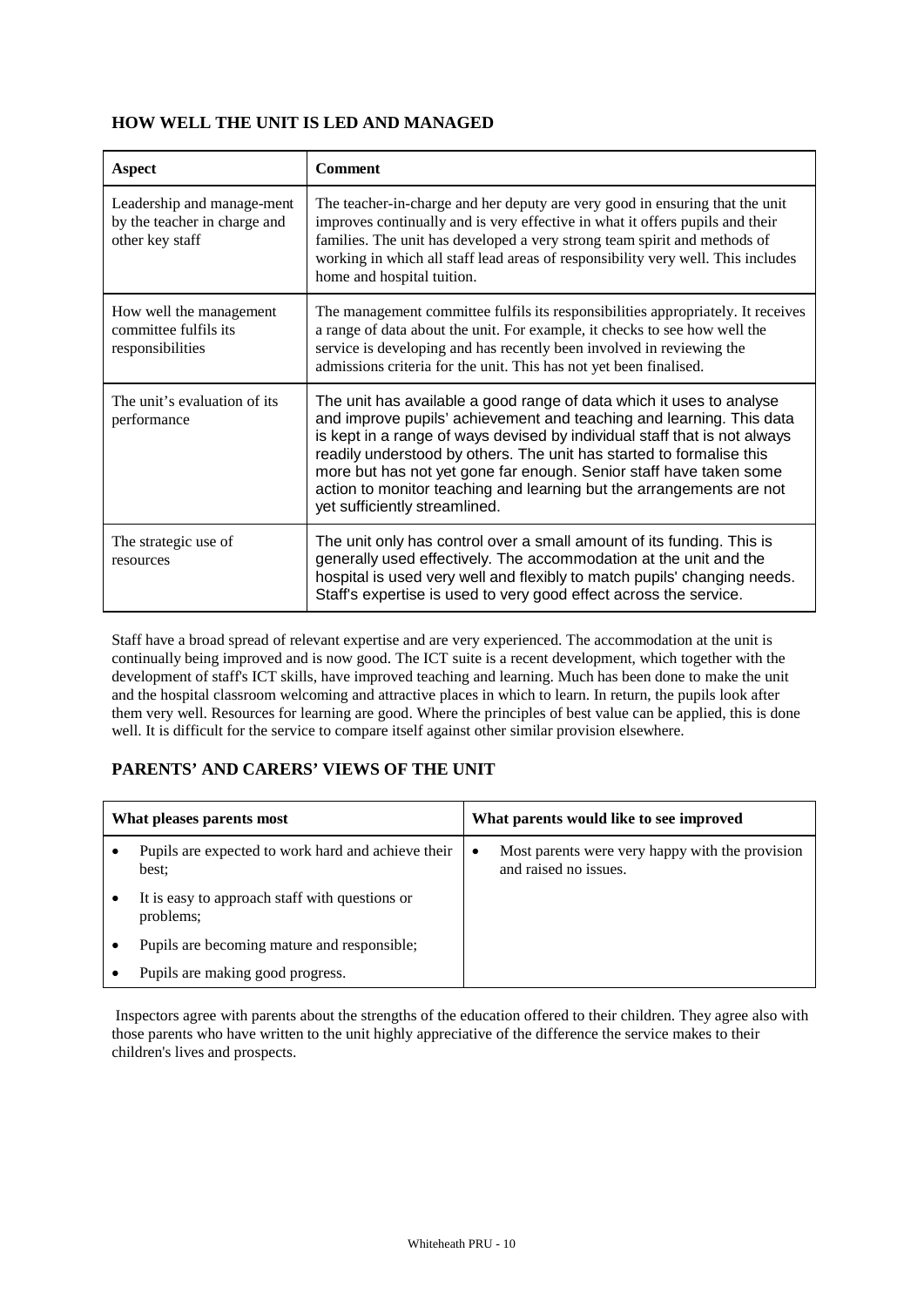## HOW WELL THE UNIT IS LED AND MANAGED

| Aspect | Comment |
| --- | --- |
| Leadership and manage-ment by the teacher in charge and other key staff | The teacher-in-charge and her deputy are very good in ensuring that the unit improves continually and is very effective in what it offers pupils and their families. The unit has developed a very strong team spirit and methods of working in which all staff lead areas of responsibility very well. This includes home and hospital tuition. |
| How well the management committee fulfils its responsibilities | The management committee fulfils its responsibilities appropriately. It receives a range of data about the unit. For example, it checks to see how well the service is developing and has recently been involved in reviewing the admissions criteria for the unit. This has not yet been finalised. |
| The unit's evaluation of its performance | The unit has available a good range of data which it uses to analyse and improve pupils' achievement and teaching and learning. This data is kept in a range of ways devised by individual staff that is not always readily understood by others. The unit has started to formalise this more but has not yet gone far enough. Senior staff have taken some action to monitor teaching and learning but the arrangements are not yet sufficiently streamlined. |
| The strategic use of resources | The unit only has control over a small amount of its funding. This is generally used effectively. The accommodation at the unit and the hospital is used very well and flexibly to match pupils' changing needs. Staff's expertise is used to very good effect across the service. |

Staff have a broad spread of relevant expertise and are very experienced. The accommodation at the unit is continually being improved and is now good. The ICT suite is a recent development, which together with the development of staff's ICT skills, have improved teaching and learning. Much has been done to make the unit and the hospital classroom welcoming and attractive places in which to learn. In return, the pupils look after them very well. Resources for learning are good. Where the principles of best value can be applied, this is done well. It is difficult for the service to compare itself against other similar provision elsewhere.

## PARENTS' AND CARERS' VIEWS OF THE UNIT

| What pleases parents most | What parents would like to see improved |
| --- | --- |
| • Pupils are expected to work hard and achieve their best;<br>• It is easy to approach staff with questions or problems;<br>• Pupils are becoming mature and responsible;<br>• Pupils are making good progress. | • Most parents were very happy with the provision and raised no issues. |

Inspectors agree with parents about the strengths of the education offered to their children. They agree also with those parents who have written to the unit highly appreciative of the difference the service makes to their children's lives and prospects.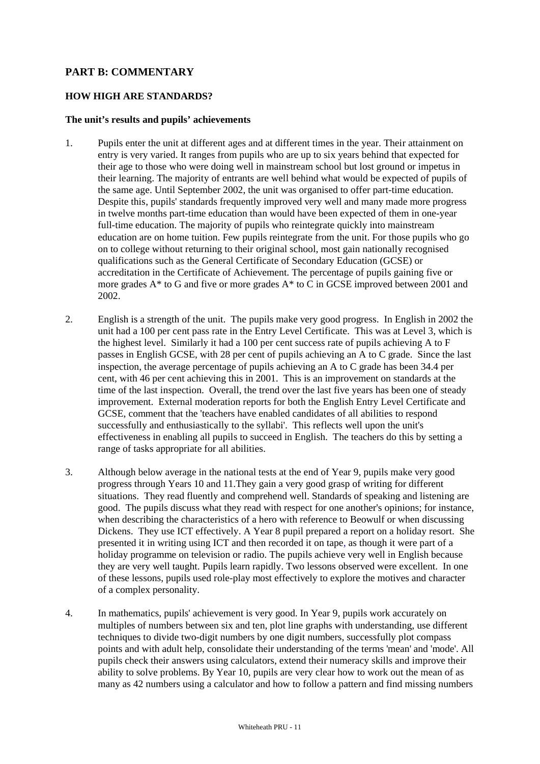## PART B: COMMENTARY

### HOW HIGH ARE STANDARDS?

#### The unit's results and pupils' achievements

1. Pupils enter the unit at different ages and at different times in the year. Their attainment on entry is very varied. It ranges from pupils who are up to six years behind that expected for their age to those who were doing well in mainstream school but lost ground or impetus in their learning. The majority of entrants are well behind what would be expected of pupils of the same age. Until September 2002, the unit was organised to offer part-time education. Despite this, pupils' standards frequently improved very well and many made more progress in twelve months part-time education than would have been expected of them in one-year full-time education. The majority of pupils who reintegrate quickly into mainstream education are on home tuition. Few pupils reintegrate from the unit. For those pupils who go on to college without returning to their original school, most gain nationally recognised qualifications such as the General Certificate of Secondary Education (GCSE) or accreditation in the Certificate of Achievement. The percentage of pupils gaining five or more grades A* to G and five or more grades A* to C in GCSE improved between 2001 and 2002.

2. English is a strength of the unit. The pupils make very good progress. In English in 2002 the unit had a 100 per cent pass rate in the Entry Level Certificate. This was at Level 3, which is the highest level. Similarly it had a 100 per cent success rate of pupils achieving A to F passes in English GCSE, with 28 per cent of pupils achieving an A to C grade. Since the last inspection, the average percentage of pupils achieving an A to C grade has been 34.4 per cent, with 46 per cent achieving this in 2001. This is an improvement on standards at the time of the last inspection. Overall, the trend over the last five years has been one of steady improvement. External moderation reports for both the English Entry Level Certificate and GCSE, comment that the 'teachers have enabled candidates of all abilities to respond successfully and enthusiastically to the syllabi'. This reflects well upon the unit's effectiveness in enabling all pupils to succeed in English. The teachers do this by setting a range of tasks appropriate for all abilities.

3. Although below average in the national tests at the end of Year 9, pupils make very good progress through Years 10 and 11.They gain a very good grasp of writing for different situations. They read fluently and comprehend well. Standards of speaking and listening are good. The pupils discuss what they read with respect for one another's opinions; for instance, when describing the characteristics of a hero with reference to Beowulf or when discussing Dickens. They use ICT effectively. A Year 8 pupil prepared a report on a holiday resort. She presented it in writing using ICT and then recorded it on tape, as though it were part of a holiday programme on television or radio. The pupils achieve very well in English because they are very well taught. Pupils learn rapidly. Two lessons observed were excellent. In one of these lessons, pupils used role-play most effectively to explore the motives and character of a complex personality.

4. In mathematics, pupils' achievement is very good. In Year 9, pupils work accurately on multiples of numbers between six and ten, plot line graphs with understanding, use different techniques to divide two-digit numbers by one digit numbers, successfully plot compass points and with adult help, consolidate their understanding of the terms 'mean' and 'mode'. All pupils check their answers using calculators, extend their numeracy skills and improve their ability to solve problems. By Year 10, pupils are very clear how to work out the mean of as many as 42 numbers using a calculator and how to follow a pattern and find missing numbers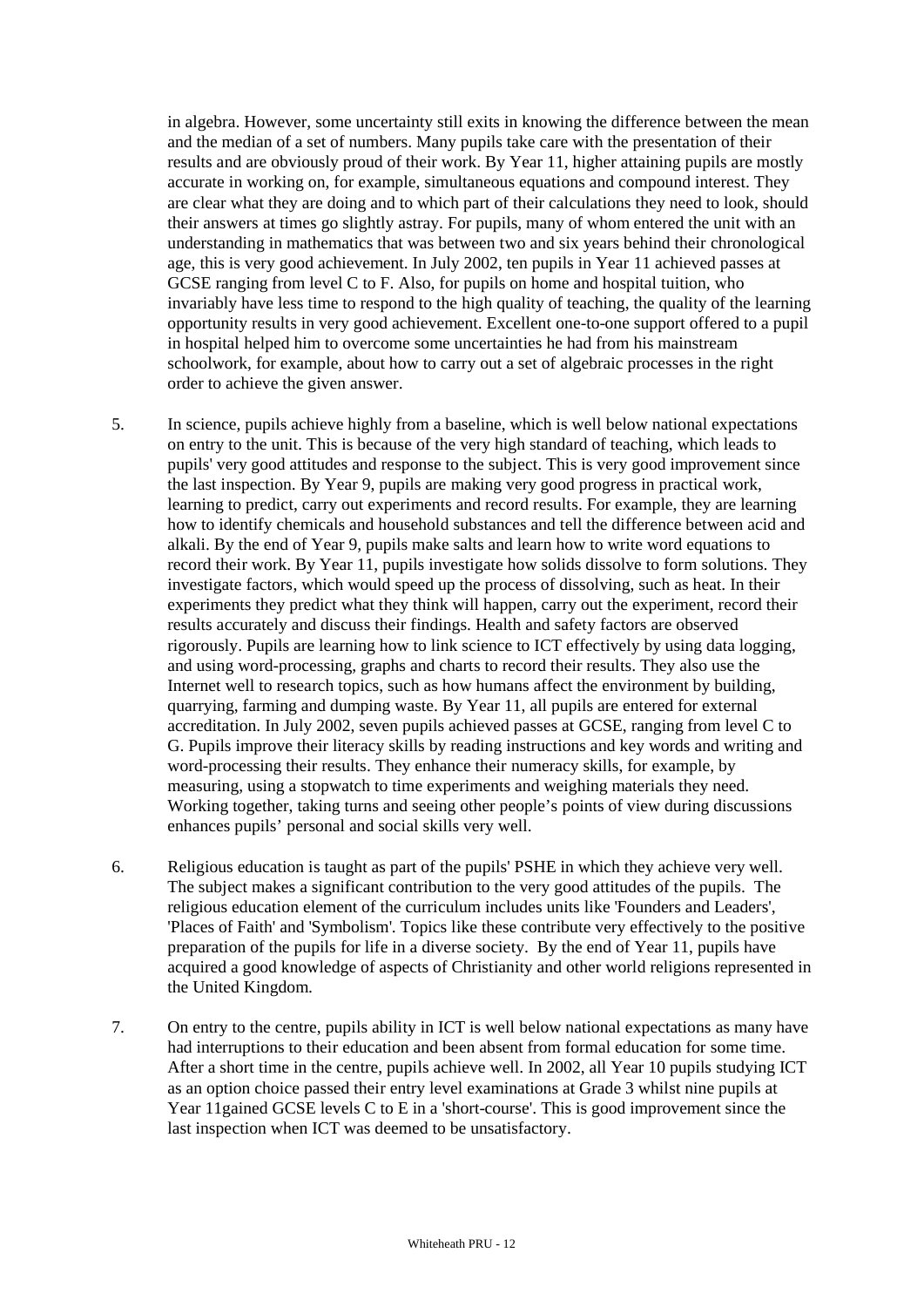in algebra. However, some uncertainty still exits in knowing the difference between the mean and the median of a set of numbers. Many pupils take care with the presentation of their results and are obviously proud of their work. By Year 11, higher attaining pupils are mostly accurate in working on, for example, simultaneous equations and compound interest. They are clear what they are doing and to which part of their calculations they need to look, should their answers at times go slightly astray. For pupils, many of whom entered the unit with an understanding in mathematics that was between two and six years behind their chronological age, this is very good achievement. In July 2002, ten pupils in Year 11 achieved passes at GCSE ranging from level C to F. Also, for pupils on home and hospital tuition, who invariably have less time to respond to the high quality of teaching, the quality of the learning opportunity results in very good achievement. Excellent one-to-one support offered to a pupil in hospital helped him to overcome some uncertainties he had from his mainstream schoolwork, for example, about how to carry out a set of algebraic processes in the right order to achieve the given answer.

5. In science, pupils achieve highly from a baseline, which is well below national expectations on entry to the unit. This is because of the very high standard of teaching, which leads to pupils' very good attitudes and response to the subject. This is very good improvement since the last inspection. By Year 9, pupils are making very good progress in practical work, learning to predict, carry out experiments and record results. For example, they are learning how to identify chemicals and household substances and tell the difference between acid and alkali. By the end of Year 9, pupils make salts and learn how to write word equations to record their work. By Year 11, pupils investigate how solids dissolve to form solutions. They investigate factors, which would speed up the process of dissolving, such as heat. In their experiments they predict what they think will happen, carry out the experiment, record their results accurately and discuss their findings. Health and safety factors are observed rigorously. Pupils are learning how to link science to ICT effectively by using data logging, and using word-processing, graphs and charts to record their results. They also use the Internet well to research topics, such as how humans affect the environment by building, quarrying, farming and dumping waste. By Year 11, all pupils are entered for external accreditation. In July 2002, seven pupils achieved passes at GCSE, ranging from level C to G. Pupils improve their literacy skills by reading instructions and key words and writing and word-processing their results. They enhance their numeracy skills, for example, by measuring, using a stopwatch to time experiments and weighing materials they need. Working together, taking turns and seeing other people's points of view during discussions enhances pupils' personal and social skills very well.

6. Religious education is taught as part of the pupils' PSHE in which they achieve very well. The subject makes a significant contribution to the very good attitudes of the pupils. The religious education element of the curriculum includes units like 'Founders and Leaders', 'Places of Faith' and 'Symbolism'. Topics like these contribute very effectively to the positive preparation of the pupils for life in a diverse society. By the end of Year 11, pupils have acquired a good knowledge of aspects of Christianity and other world religions represented in the United Kingdom.

7. On entry to the centre, pupils ability in ICT is well below national expectations as many have had interruptions to their education and been absent from formal education for some time. After a short time in the centre, pupils achieve well. In 2002, all Year 10 pupils studying ICT as an option choice passed their entry level examinations at Grade 3 whilst nine pupils at Year 11gained GCSE levels C to E in a 'short-course'. This is good improvement since the last inspection when ICT was deemed to be unsatisfactory.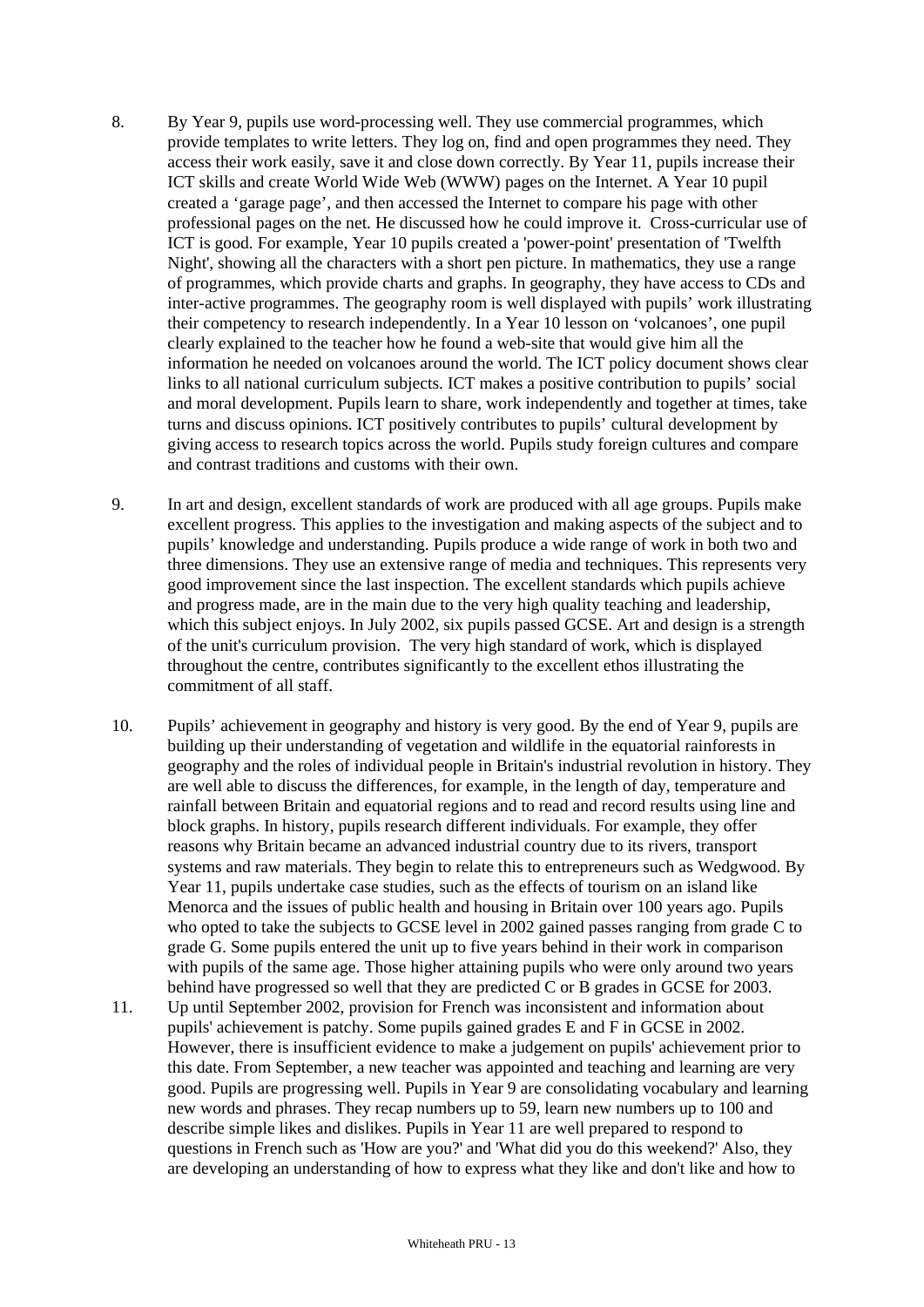8. By Year 9, pupils use word-processing well. They use commercial programmes, which provide templates to write letters. They log on, find and open programmes they need. They access their work easily, save it and close down correctly. By Year 11, pupils increase their ICT skills and create World Wide Web (WWW) pages on the Internet. A Year 10 pupil created a 'garage page', and then accessed the Internet to compare his page with other professional pages on the net. He discussed how he could improve it. Cross-curricular use of ICT is good. For example, Year 10 pupils created a 'power-point' presentation of 'Twelfth Night', showing all the characters with a short pen picture. In mathematics, they use a range of programmes, which provide charts and graphs. In geography, they have access to CDs and inter-active programmes. The geography room is well displayed with pupils' work illustrating their competency to research independently. In a Year 10 lesson on 'volcanoes', one pupil clearly explained to the teacher how he found a web-site that would give him all the information he needed on volcanoes around the world. The ICT policy document shows clear links to all national curriculum subjects. ICT makes a positive contribution to pupils' social and moral development. Pupils learn to share, work independently and together at times, take turns and discuss opinions. ICT positively contributes to pupils' cultural development by giving access to research topics across the world. Pupils study foreign cultures and compare and contrast traditions and customs with their own.

9. In art and design, excellent standards of work are produced with all age groups. Pupils make excellent progress. This applies to the investigation and making aspects of the subject and to pupils' knowledge and understanding. Pupils produce a wide range of work in both two and three dimensions. They use an extensive range of media and techniques. This represents very good improvement since the last inspection. The excellent standards which pupils achieve and progress made, are in the main due to the very high quality teaching and leadership, which this subject enjoys. In July 2002, six pupils passed GCSE. Art and design is a strength of the unit's curriculum provision. The very high standard of work, which is displayed throughout the centre, contributes significantly to the excellent ethos illustrating the commitment of all staff.

10. Pupils' achievement in geography and history is very good. By the end of Year 9, pupils are building up their understanding of vegetation and wildlife in the equatorial rainforests in geography and the roles of individual people in Britain's industrial revolution in history. They are well able to discuss the differences, for example, in the length of day, temperature and rainfall between Britain and equatorial regions and to read and record results using line and block graphs. In history, pupils research different individuals. For example, they offer reasons why Britain became an advanced industrial country due to its rivers, transport systems and raw materials. They begin to relate this to entrepreneurs such as Wedgwood. By Year 11, pupils undertake case studies, such as the effects of tourism on an island like Menorca and the issues of public health and housing in Britain over 100 years ago. Pupils who opted to take the subjects to GCSE level in 2002 gained passes ranging from grade C to grade G. Some pupils entered the unit up to five years behind in their work in comparison with pupils of the same age. Those higher attaining pupils who were only around two years behind have progressed so well that they are predicted C or B grades in GCSE for 2003.

11. Up until September 2002, provision for French was inconsistent and information about pupils' achievement is patchy. Some pupils gained grades E and F in GCSE in 2002. However, there is insufficient evidence to make a judgement on pupils' achievement prior to this date. From September, a new teacher was appointed and teaching and learning are very good. Pupils are progressing well. Pupils in Year 9 are consolidating vocabulary and learning new words and phrases. They recap numbers up to 59, learn new numbers up to 100 and describe simple likes and dislikes. Pupils in Year 11 are well prepared to respond to questions in French such as 'How are you?' and 'What did you do this weekend?' Also, they are developing an understanding of how to express what they like and don't like and how to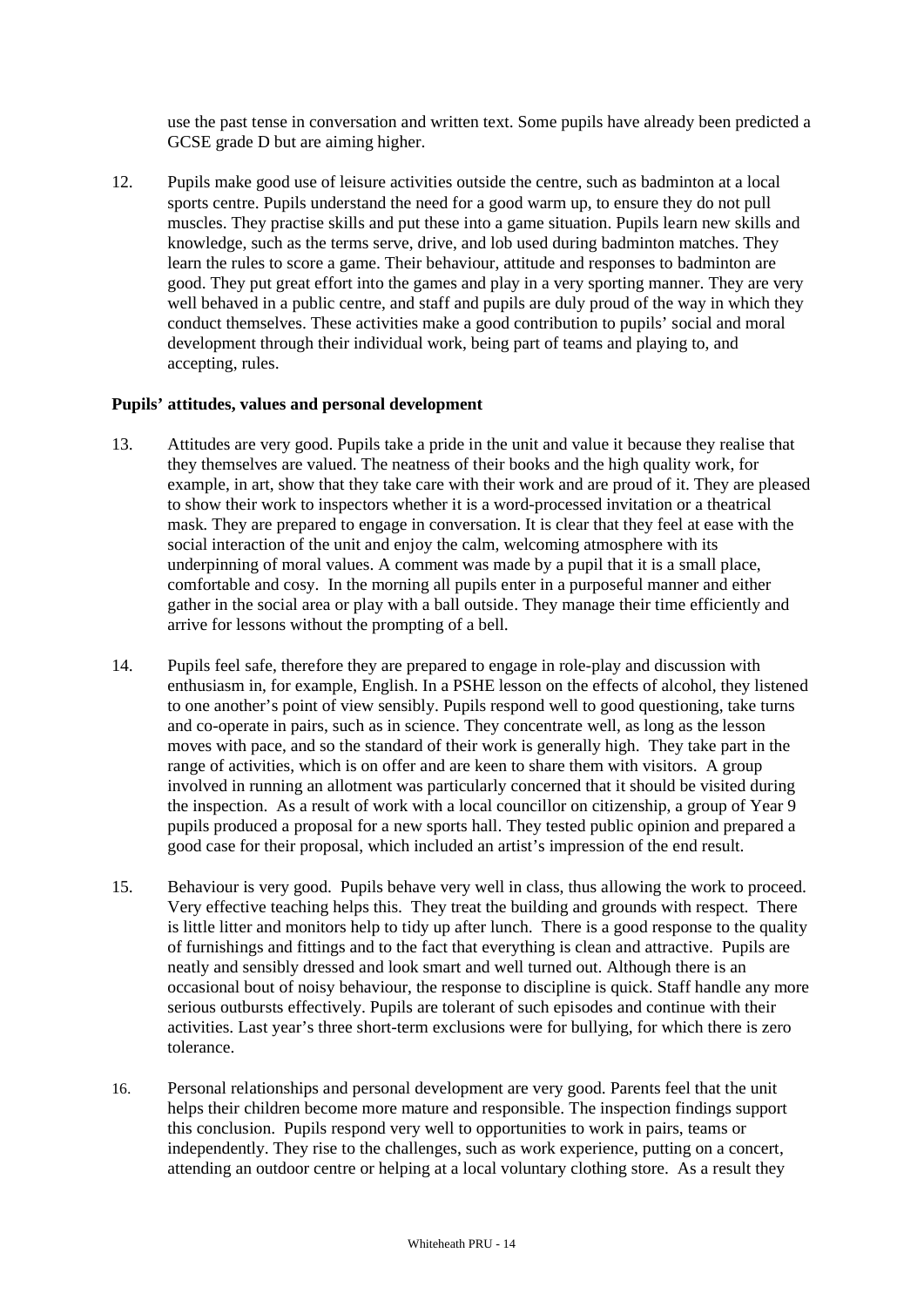use the past tense in conversation and written text. Some pupils have already been predicted a GCSE grade D but are aiming higher.

12. Pupils make good use of leisure activities outside the centre, such as badminton at a local sports centre. Pupils understand the need for a good warm up, to ensure they do not pull muscles. They practise skills and put these into a game situation. Pupils learn new skills and knowledge, such as the terms serve, drive, and lob used during badminton matches. They learn the rules to score a game. Their behaviour, attitude and responses to badminton are good. They put great effort into the games and play in a very sporting manner. They are very well behaved in a public centre, and staff and pupils are duly proud of the way in which they conduct themselves. These activities make a good contribution to pupils' social and moral development through their individual work, being part of teams and playing to, and accepting, rules.

**Pupils' attitudes, values and personal development**

13. Attitudes are very good. Pupils take a pride in the unit and value it because they realise that they themselves are valued. The neatness of their books and the high quality work, for example, in art, show that they take care with their work and are proud of it. They are pleased to show their work to inspectors whether it is a word-processed invitation or a theatrical mask. They are prepared to engage in conversation. It is clear that they feel at ease with the social interaction of the unit and enjoy the calm, welcoming atmosphere with its underpinning of moral values. A comment was made by a pupil that it is a small place, comfortable and cosy. In the morning all pupils enter in a purposeful manner and either gather in the social area or play with a ball outside. They manage their time efficiently and arrive for lessons without the prompting of a bell.

14. Pupils feel safe, therefore they are prepared to engage in role-play and discussion with enthusiasm in, for example, English. In a PSHE lesson on the effects of alcohol, they listened to one another's point of view sensibly. Pupils respond well to good questioning, take turns and co-operate in pairs, such as in science. They concentrate well, as long as the lesson moves with pace, and so the standard of their work is generally high. They take part in the range of activities, which is on offer and are keen to share them with visitors. A group involved in running an allotment was particularly concerned that it should be visited during the inspection. As a result of work with a local councillor on citizenship, a group of Year 9 pupils produced a proposal for a new sports hall. They tested public opinion and prepared a good case for their proposal, which included an artist's impression of the end result.

15. Behaviour is very good. Pupils behave very well in class, thus allowing the work to proceed. Very effective teaching helps this. They treat the building and grounds with respect. There is little litter and monitors help to tidy up after lunch. There is a good response to the quality of furnishings and fittings and to the fact that everything is clean and attractive. Pupils are neatly and sensibly dressed and look smart and well turned out. Although there is an occasional bout of noisy behaviour, the response to discipline is quick. Staff handle any more serious outbursts effectively. Pupils are tolerant of such episodes and continue with their activities. Last year's three short-term exclusions were for bullying, for which there is zero tolerance.

16. Personal relationships and personal development are very good. Parents feel that the unit helps their children become more mature and responsible. The inspection findings support this conclusion. Pupils respond very well to opportunities to work in pairs, teams or independently. They rise to the challenges, such as work experience, putting on a concert, attending an outdoor centre or helping at a local voluntary clothing store. As a result they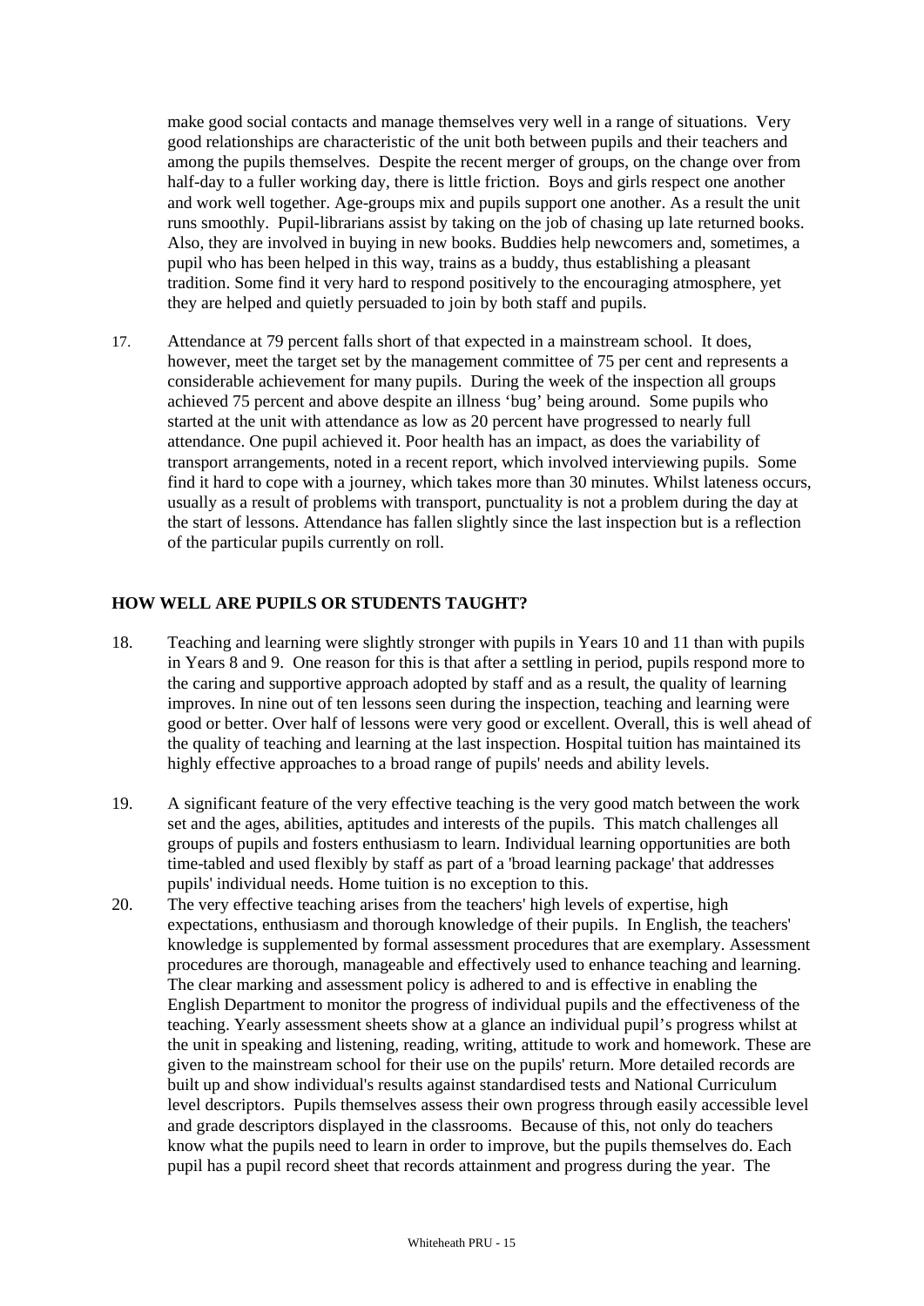make good social contacts and manage themselves very well in a range of situations. Very good relationships are characteristic of the unit both between pupils and their teachers and among the pupils themselves. Despite the recent merger of groups, on the change over from half-day to a fuller working day, there is little friction. Boys and girls respect one another and work well together. Age-groups mix and pupils support one another. As a result the unit runs smoothly. Pupil-librarians assist by taking on the job of chasing up late returned books. Also, they are involved in buying in new books. Buddies help newcomers and, sometimes, a pupil who has been helped in this way, trains as a buddy, thus establishing a pleasant tradition. Some find it very hard to respond positively to the encouraging atmosphere, yet they are helped and quietly persuaded to join by both staff and pupils.

17. Attendance at 79 percent falls short of that expected in a mainstream school. It does, however, meet the target set by the management committee of 75 per cent and represents a considerable achievement for many pupils. During the week of the inspection all groups achieved 75 percent and above despite an illness 'bug' being around. Some pupils who started at the unit with attendance as low as 20 percent have progressed to nearly full attendance. One pupil achieved it. Poor health has an impact, as does the variability of transport arrangements, noted in a recent report, which involved interviewing pupils. Some find it hard to cope with a journey, which takes more than 30 minutes. Whilst lateness occurs, usually as a result of problems with transport, punctuality is not a problem during the day at the start of lessons. Attendance has fallen slightly since the last inspection but is a reflection of the particular pupils currently on roll.

## HOW WELL ARE PUPILS OR STUDENTS TAUGHT?

18. Teaching and learning were slightly stronger with pupils in Years 10 and 11 than with pupils in Years 8 and 9. One reason for this is that after a settling in period, pupils respond more to the caring and supportive approach adopted by staff and as a result, the quality of learning improves. In nine out of ten lessons seen during the inspection, teaching and learning were good or better. Over half of lessons were very good or excellent. Overall, this is well ahead of the quality of teaching and learning at the last inspection. Hospital tuition has maintained its highly effective approaches to a broad range of pupils' needs and ability levels.

19. A significant feature of the very effective teaching is the very good match between the work set and the ages, abilities, aptitudes and interests of the pupils. This match challenges all groups of pupils and fosters enthusiasm to learn. Individual learning opportunities are both time-tabled and used flexibly by staff as part of a 'broad learning package' that addresses pupils' individual needs. Home tuition is no exception to this.

20. The very effective teaching arises from the teachers' high levels of expertise, high expectations, enthusiasm and thorough knowledge of their pupils. In English, the teachers' knowledge is supplemented by formal assessment procedures that are exemplary. Assessment procedures are thorough, manageable and effectively used to enhance teaching and learning. The clear marking and assessment policy is adhered to and is effective in enabling the English Department to monitor the progress of individual pupils and the effectiveness of the teaching. Yearly assessment sheets show at a glance an individual pupil's progress whilst at the unit in speaking and listening, reading, writing, attitude to work and homework. These are given to the mainstream school for their use on the pupils' return. More detailed records are built up and show individual's results against standardised tests and National Curriculum level descriptors. Pupils themselves assess their own progress through easily accessible level and grade descriptors displayed in the classrooms. Because of this, not only do teachers know what the pupils need to learn in order to improve, but the pupils themselves do. Each pupil has a pupil record sheet that records attainment and progress during the year. The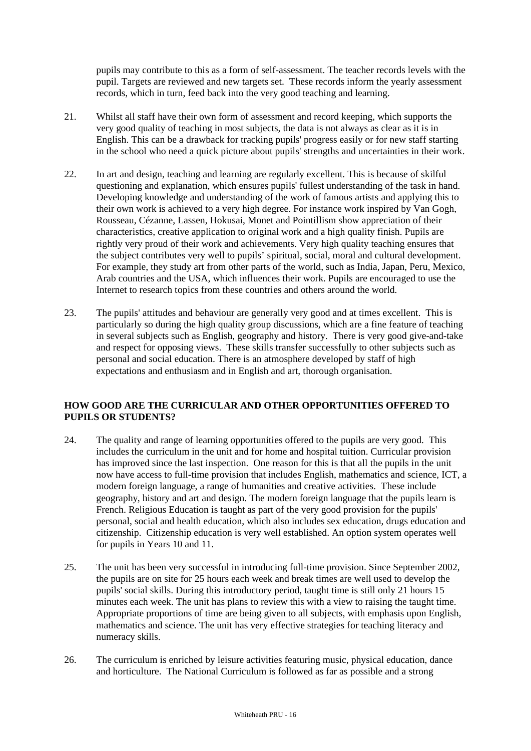pupils may contribute to this as a form of self-assessment. The teacher records levels with the pupil. Targets are reviewed and new targets set. These records inform the yearly assessment records, which in turn, feed back into the very good teaching and learning.

21. Whilst all staff have their own form of assessment and record keeping, which supports the very good quality of teaching in most subjects, the data is not always as clear as it is in English. This can be a drawback for tracking pupils' progress easily or for new staff starting in the school who need a quick picture about pupils' strengths and uncertainties in their work.

22. In art and design, teaching and learning are regularly excellent. This is because of skilful questioning and explanation, which ensures pupils' fullest understanding of the task in hand. Developing knowledge and understanding of the work of famous artists and applying this to their own work is achieved to a very high degree. For instance work inspired by Van Gogh, Rousseau, Cézanne, Lassen, Hokusai, Monet and Pointillism show appreciation of their characteristics, creative application to original work and a high quality finish. Pupils are rightly very proud of their work and achievements. Very high quality teaching ensures that the subject contributes very well to pupils' spiritual, social, moral and cultural development. For example, they study art from other parts of the world, such as India, Japan, Peru, Mexico, Arab countries and the USA, which influences their work. Pupils are encouraged to use the Internet to research topics from these countries and others around the world.

23. The pupils' attitudes and behaviour are generally very good and at times excellent. This is particularly so during the high quality group discussions, which are a fine feature of teaching in several subjects such as English, geography and history. There is very good give-and-take and respect for opposing views. These skills transfer successfully to other subjects such as personal and social education. There is an atmosphere developed by staff of high expectations and enthusiasm and in English and art, thorough organisation.

**HOW GOOD ARE THE CURRICULAR AND OTHER OPPORTUNITIES OFFERED TO PUPILS OR STUDENTS?**

24. The quality and range of learning opportunities offered to the pupils are very good. This includes the curriculum in the unit and for home and hospital tuition. Curricular provision has improved since the last inspection. One reason for this is that all the pupils in the unit now have access to full-time provision that includes English, mathematics and science, ICT, a modern foreign language, a range of humanities and creative activities. These include geography, history and art and design. The modern foreign language that the pupils learn is French. Religious Education is taught as part of the very good provision for the pupils' personal, social and health education, which also includes sex education, drugs education and citizenship. Citizenship education is very well established. An option system operates well for pupils in Years 10 and 11.

25. The unit has been very successful in introducing full-time provision. Since September 2002, the pupils are on site for 25 hours each week and break times are well used to develop the pupils' social skills. During this introductory period, taught time is still only 21 hours 15 minutes each week. The unit has plans to review this with a view to raising the taught time. Appropriate proportions of time are being given to all subjects, with emphasis upon English, mathematics and science. The unit has very effective strategies for teaching literacy and numeracy skills.

26. The curriculum is enriched by leisure activities featuring music, physical education, dance and horticulture. The National Curriculum is followed as far as possible and a strong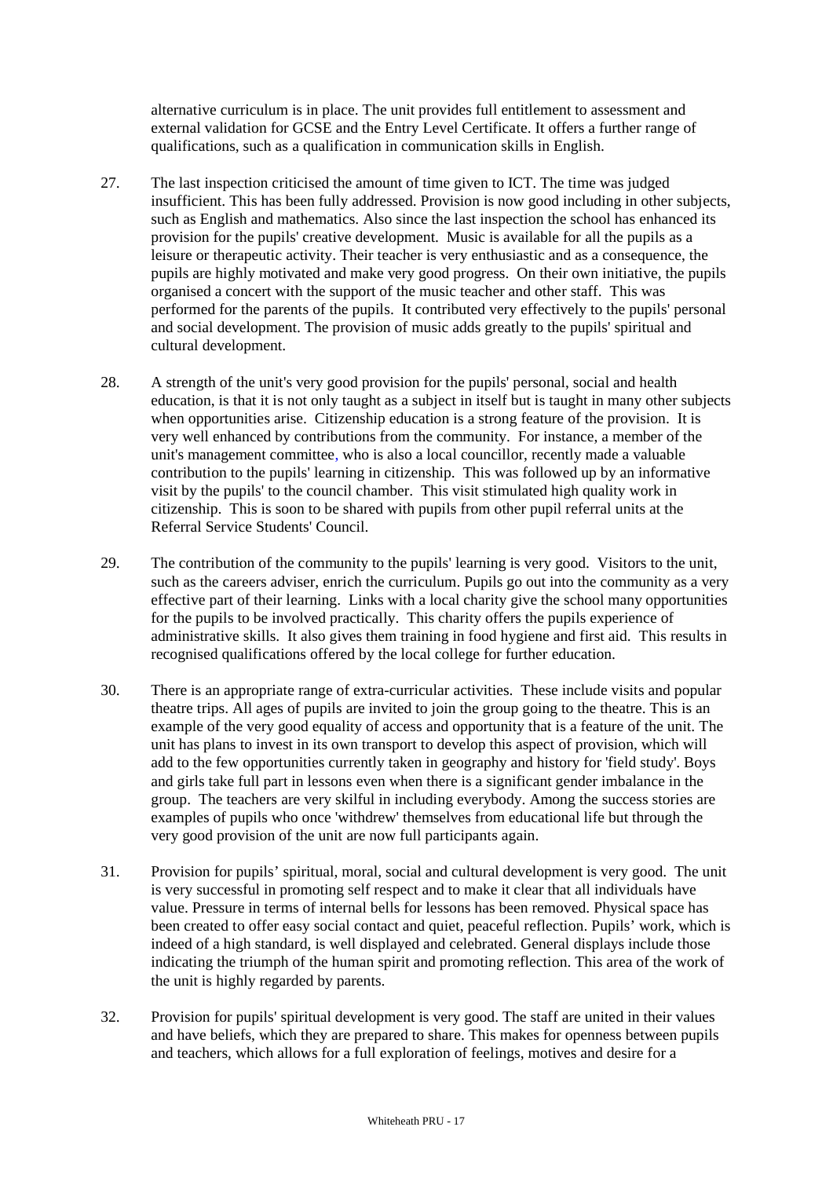alternative curriculum is in place. The unit provides full entitlement to assessment and external validation for GCSE and the Entry Level Certificate. It offers a further range of qualifications, such as a qualification in communication skills in English.

27. The last inspection criticised the amount of time given to ICT. The time was judged insufficient. This has been fully addressed. Provision is now good including in other subjects, such as English and mathematics. Also since the last inspection the school has enhanced its provision for the pupils' creative development. Music is available for all the pupils as a leisure or therapeutic activity. Their teacher is very enthusiastic and as a consequence, the pupils are highly motivated and make very good progress. On their own initiative, the pupils organised a concert with the support of the music teacher and other staff. This was performed for the parents of the pupils. It contributed very effectively to the pupils' personal and social development. The provision of music adds greatly to the pupils' spiritual and cultural development.

28. A strength of the unit's very good provision for the pupils' personal, social and health education, is that it is not only taught as a subject in itself but is taught in many other subjects when opportunities arise. Citizenship education is a strong feature of the provision. It is very well enhanced by contributions from the community. For instance, a member of the unit's management committee, who is also a local councillor, recently made a valuable contribution to the pupils' learning in citizenship. This was followed up by an informative visit by the pupils' to the council chamber. This visit stimulated high quality work in citizenship. This is soon to be shared with pupils from other pupil referral units at the Referral Service Students' Council.

29. The contribution of the community to the pupils' learning is very good. Visitors to the unit, such as the careers adviser, enrich the curriculum. Pupils go out into the community as a very effective part of their learning. Links with a local charity give the school many opportunities for the pupils to be involved practically. This charity offers the pupils experience of administrative skills. It also gives them training in food hygiene and first aid. This results in recognised qualifications offered by the local college for further education.

30. There is an appropriate range of extra-curricular activities. These include visits and popular theatre trips. All ages of pupils are invited to join the group going to the theatre. This is an example of the very good equality of access and opportunity that is a feature of the unit. The unit has plans to invest in its own transport to develop this aspect of provision, which will add to the few opportunities currently taken in geography and history for 'field study'. Boys and girls take full part in lessons even when there is a significant gender imbalance in the group. The teachers are very skilful in including everybody. Among the success stories are examples of pupils who once 'withdrew' themselves from educational life but through the very good provision of the unit are now full participants again.

31. Provision for pupils' spiritual, moral, social and cultural development is very good. The unit is very successful in promoting self respect and to make it clear that all individuals have value. Pressure in terms of internal bells for lessons has been removed. Physical space has been created to offer easy social contact and quiet, peaceful reflection. Pupils' work, which is indeed of a high standard, is well displayed and celebrated. General displays include those indicating the triumph of the human spirit and promoting reflection. This area of the work of the unit is highly regarded by parents.

32. Provision for pupils' spiritual development is very good. The staff are united in their values and have beliefs, which they are prepared to share. This makes for openness between pupils and teachers, which allows for a full exploration of feelings, motives and desire for a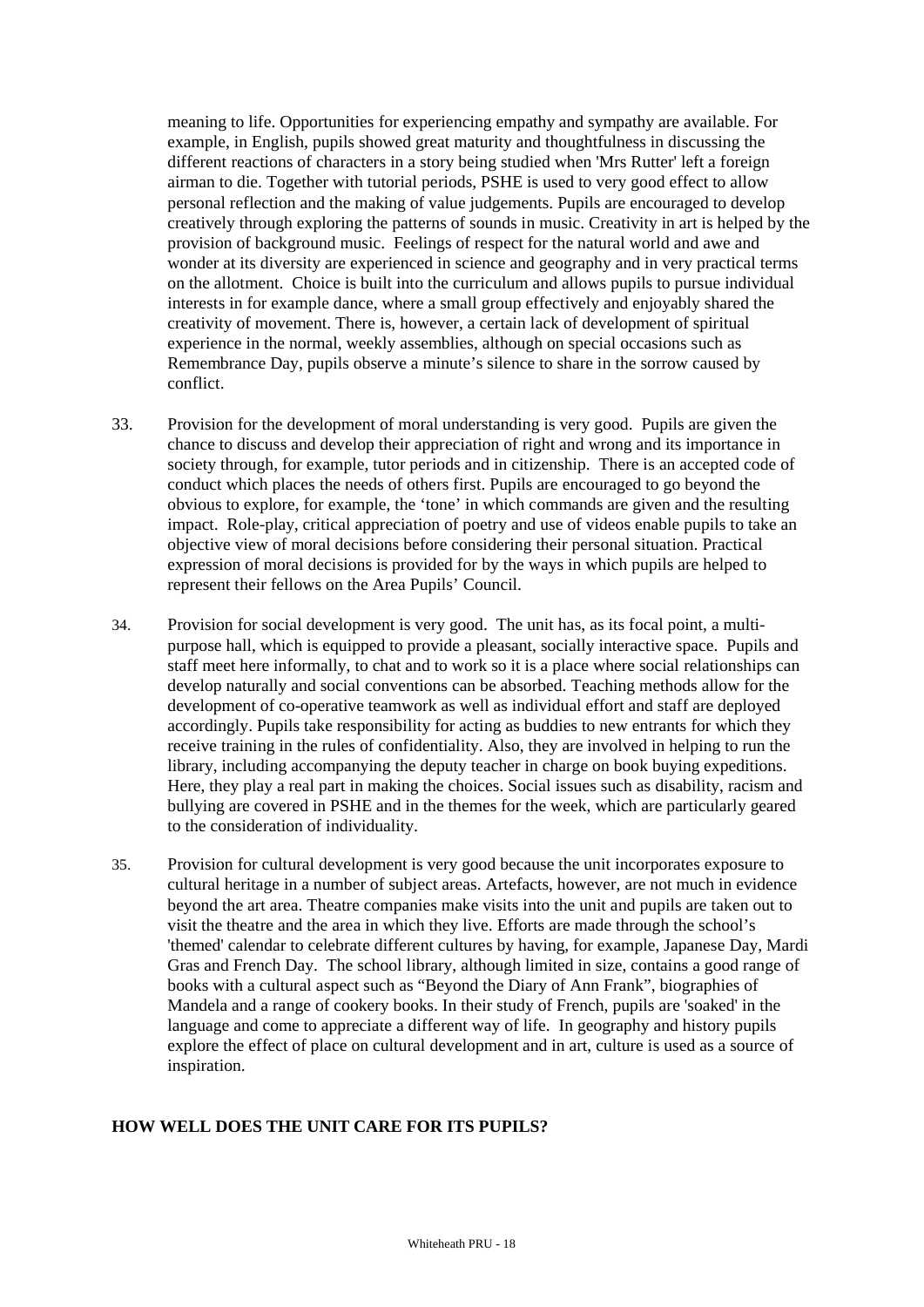meaning to life. Opportunities for experiencing empathy and sympathy are available. For example, in English, pupils showed great maturity and thoughtfulness in discussing the different reactions of characters in a story being studied when 'Mrs Rutter' left a foreign airman to die. Together with tutorial periods, PSHE is used to very good effect to allow personal reflection and the making of value judgements. Pupils are encouraged to develop creatively through exploring the patterns of sounds in music. Creativity in art is helped by the provision of background music. Feelings of respect for the natural world and awe and wonder at its diversity are experienced in science and geography and in very practical terms on the allotment. Choice is built into the curriculum and allows pupils to pursue individual interests in for example dance, where a small group effectively and enjoyably shared the creativity of movement. There is, however, a certain lack of development of spiritual experience in the normal, weekly assemblies, although on special occasions such as Remembrance Day, pupils observe a minute's silence to share in the sorrow caused by conflict.

33. Provision for the development of moral understanding is very good. Pupils are given the chance to discuss and develop their appreciation of right and wrong and its importance in society through, for example, tutor periods and in citizenship. There is an accepted code of conduct which places the needs of others first. Pupils are encouraged to go beyond the obvious to explore, for example, the 'tone' in which commands are given and the resulting impact. Role-play, critical appreciation of poetry and use of videos enable pupils to take an objective view of moral decisions before considering their personal situation. Practical expression of moral decisions is provided for by the ways in which pupils are helped to represent their fellows on the Area Pupils' Council.

34. Provision for social development is very good. The unit has, as its focal point, a multi-purpose hall, which is equipped to provide a pleasant, socially interactive space. Pupils and staff meet here informally, to chat and to work so it is a place where social relationships can develop naturally and social conventions can be absorbed. Teaching methods allow for the development of co-operative teamwork as well as individual effort and staff are deployed accordingly. Pupils take responsibility for acting as buddies to new entrants for which they receive training in the rules of confidentiality. Also, they are involved in helping to run the library, including accompanying the deputy teacher in charge on book buying expeditions. Here, they play a real part in making the choices. Social issues such as disability, racism and bullying are covered in PSHE and in the themes for the week, which are particularly geared to the consideration of individuality.

35. Provision for cultural development is very good because the unit incorporates exposure to cultural heritage in a number of subject areas. Artefacts, however, are not much in evidence beyond the art area. Theatre companies make visits into the unit and pupils are taken out to visit the theatre and the area in which they live. Efforts are made through the school's 'themed' calendar to celebrate different cultures by having, for example, Japanese Day, Mardi Gras and French Day. The school library, although limited in size, contains a good range of books with a cultural aspect such as "Beyond the Diary of Ann Frank", biographies of Mandela and a range of cookery books. In their study of French, pupils are 'soaked' in the language and come to appreciate a different way of life. In geography and history pupils explore the effect of place on cultural development and in art, culture is used as a source of inspiration.

## HOW WELL DOES THE UNIT CARE FOR ITS PUPILS?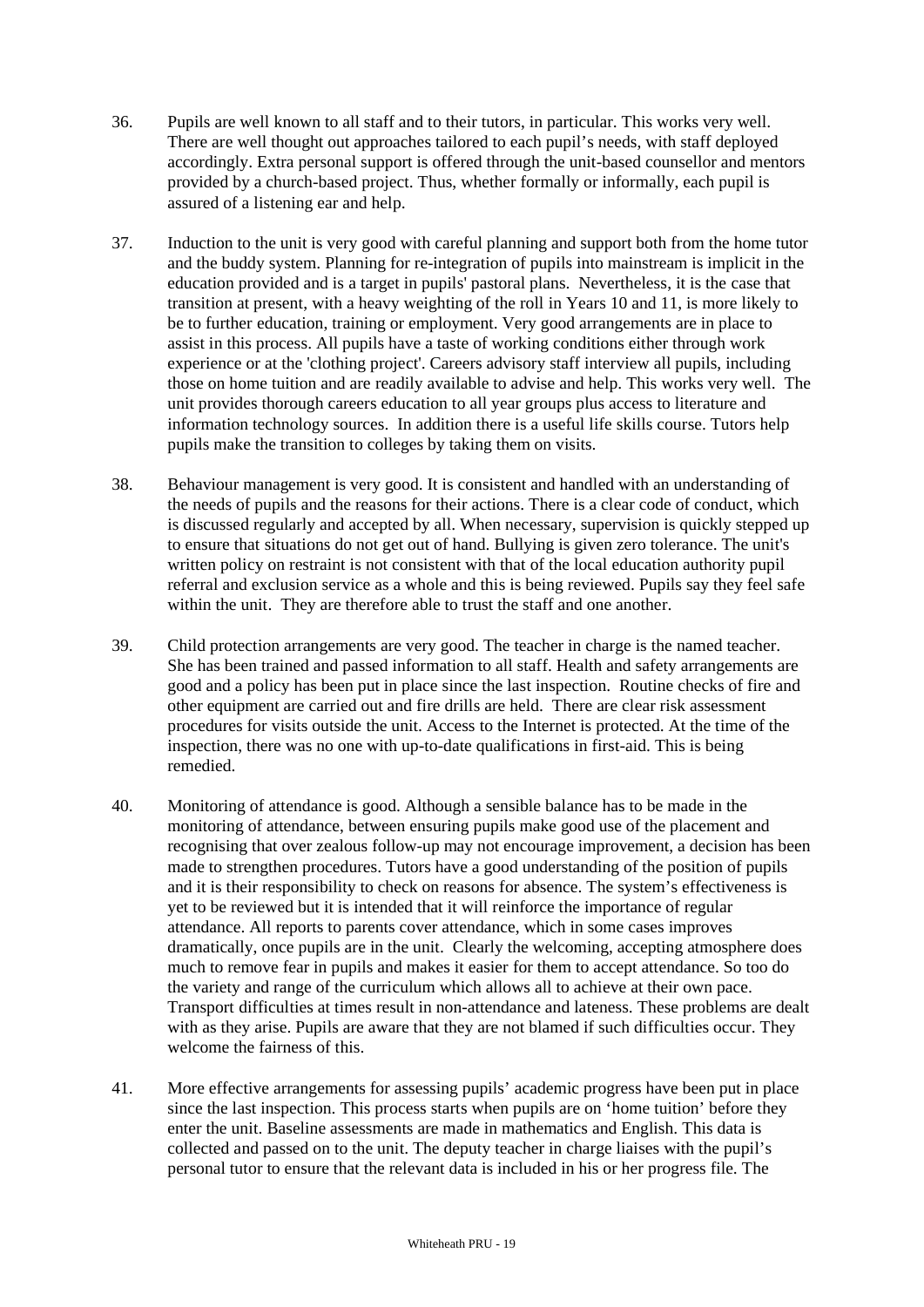36. Pupils are well known to all staff and to their tutors, in particular. This works very well. There are well thought out approaches tailored to each pupil's needs, with staff deployed accordingly. Extra personal support is offered through the unit-based counsellor and mentors provided by a church-based project. Thus, whether formally or informally, each pupil is assured of a listening ear and help.

37. Induction to the unit is very good with careful planning and support both from the home tutor and the buddy system. Planning for re-integration of pupils into mainstream is implicit in the education provided and is a target in pupils' pastoral plans. Nevertheless, it is the case that transition at present, with a heavy weighting of the roll in Years 10 and 11, is more likely to be to further education, training or employment. Very good arrangements are in place to assist in this process. All pupils have a taste of working conditions either through work experience or at the 'clothing project'. Careers advisory staff interview all pupils, including those on home tuition and are readily available to advise and help. This works very well. The unit provides thorough careers education to all year groups plus access to literature and information technology sources. In addition there is a useful life skills course. Tutors help pupils make the transition to colleges by taking them on visits.

38. Behaviour management is very good. It is consistent and handled with an understanding of the needs of pupils and the reasons for their actions. There is a clear code of conduct, which is discussed regularly and accepted by all. When necessary, supervision is quickly stepped up to ensure that situations do not get out of hand. Bullying is given zero tolerance. The unit's written policy on restraint is not consistent with that of the local education authority pupil referral and exclusion service as a whole and this is being reviewed. Pupils say they feel safe within the unit. They are therefore able to trust the staff and one another.

39. Child protection arrangements are very good. The teacher in charge is the named teacher. She has been trained and passed information to all staff. Health and safety arrangements are good and a policy has been put in place since the last inspection. Routine checks of fire and other equipment are carried out and fire drills are held. There are clear risk assessment procedures for visits outside the unit. Access to the Internet is protected. At the time of the inspection, there was no one with up-to-date qualifications in first-aid. This is being remedied.

40. Monitoring of attendance is good. Although a sensible balance has to be made in the monitoring of attendance, between ensuring pupils make good use of the placement and recognising that over zealous follow-up may not encourage improvement, a decision has been made to strengthen procedures. Tutors have a good understanding of the position of pupils and it is their responsibility to check on reasons for absence. The system's effectiveness is yet to be reviewed but it is intended that it will reinforce the importance of regular attendance. All reports to parents cover attendance, which in some cases improves dramatically, once pupils are in the unit. Clearly the welcoming, accepting atmosphere does much to remove fear in pupils and makes it easier for them to accept attendance. So too do the variety and range of the curriculum which allows all to achieve at their own pace. Transport difficulties at times result in non-attendance and lateness. These problems are dealt with as they arise. Pupils are aware that they are not blamed if such difficulties occur. They welcome the fairness of this.

41. More effective arrangements for assessing pupils' academic progress have been put in place since the last inspection. This process starts when pupils are on 'home tuition' before they enter the unit. Baseline assessments are made in mathematics and English. This data is collected and passed on to the unit. The deputy teacher in charge liaises with the pupil's personal tutor to ensure that the relevant data is included in his or her progress file. The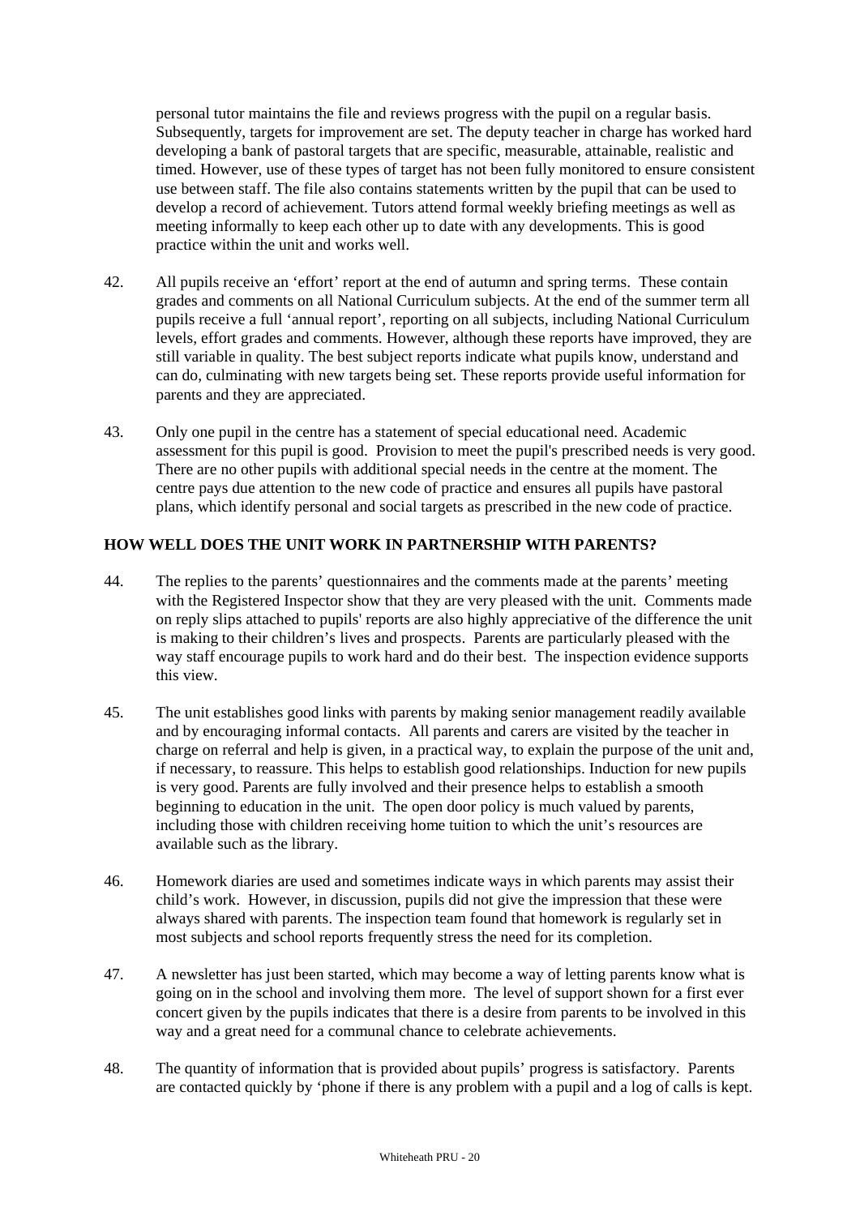personal tutor maintains the file and reviews progress with the pupil on a regular basis. Subsequently, targets for improvement are set. The deputy teacher in charge has worked hard developing a bank of pastoral targets that are specific, measurable, attainable, realistic and timed. However, use of these types of target has not been fully monitored to ensure consistent use between staff. The file also contains statements written by the pupil that can be used to develop a record of achievement. Tutors attend formal weekly briefing meetings as well as meeting informally to keep each other up to date with any developments. This is good practice within the unit and works well.

42. All pupils receive an 'effort' report at the end of autumn and spring terms. These contain grades and comments on all National Curriculum subjects. At the end of the summer term all pupils receive a full 'annual report', reporting on all subjects, including National Curriculum levels, effort grades and comments. However, although these reports have improved, they are still variable in quality. The best subject reports indicate what pupils know, understand and can do, culminating with new targets being set. These reports provide useful information for parents and they are appreciated.

43. Only one pupil in the centre has a statement of special educational need. Academic assessment for this pupil is good. Provision to meet the pupil's prescribed needs is very good. There are no other pupils with additional special needs in the centre at the moment. The centre pays due attention to the new code of practice and ensures all pupils have pastoral plans, which identify personal and social targets as prescribed in the new code of practice.

## HOW WELL DOES THE UNIT WORK IN PARTNERSHIP WITH PARENTS?

44. The replies to the parents' questionnaires and the comments made at the parents' meeting with the Registered Inspector show that they are very pleased with the unit. Comments made on reply slips attached to pupils' reports are also highly appreciative of the difference the unit is making to their children's lives and prospects. Parents are particularly pleased with the way staff encourage pupils to work hard and do their best. The inspection evidence supports this view.

45. The unit establishes good links with parents by making senior management readily available and by encouraging informal contacts. All parents and carers are visited by the teacher in charge on referral and help is given, in a practical way, to explain the purpose of the unit and, if necessary, to reassure. This helps to establish good relationships. Induction for new pupils is very good. Parents are fully involved and their presence helps to establish a smooth beginning to education in the unit. The open door policy is much valued by parents, including those with children receiving home tuition to which the unit's resources are available such as the library.

46. Homework diaries are used and sometimes indicate ways in which parents may assist their child's work. However, in discussion, pupils did not give the impression that these were always shared with parents. The inspection team found that homework is regularly set in most subjects and school reports frequently stress the need for its completion.

47. A newsletter has just been started, which may become a way of letting parents know what is going on in the school and involving them more. The level of support shown for a first ever concert given by the pupils indicates that there is a desire from parents to be involved in this way and a great need for a communal chance to celebrate achievements.

48. The quantity of information that is provided about pupils' progress is satisfactory. Parents are contacted quickly by 'phone if there is any problem with a pupil and a log of calls is kept.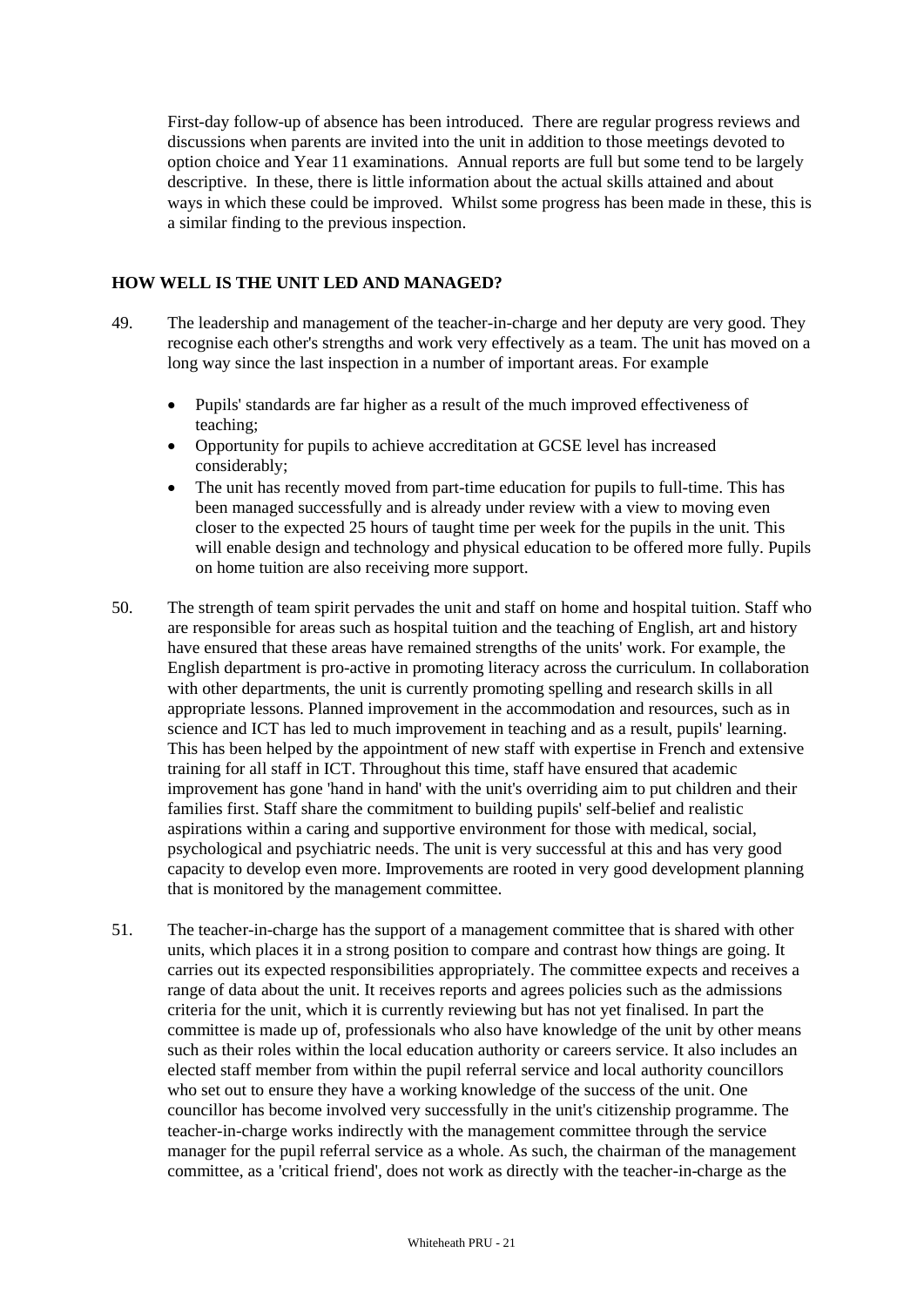First-day follow-up of absence has been introduced. There are regular progress reviews and discussions when parents are invited into the unit in addition to those meetings devoted to option choice and Year 11 examinations. Annual reports are full but some tend to be largely descriptive. In these, there is little information about the actual skills attained and about ways in which these could be improved. Whilst some progress has been made in these, this is a similar finding to the previous inspection.

## HOW WELL IS THE UNIT LED AND MANAGED?

49. The leadership and management of the teacher-in-charge and her deputy are very good. They recognise each other's strengths and work very effectively as a team. The unit has moved on a long way since the last inspection in a number of important areas. For example

    - Pupils' standards are far higher as a result of the much improved effectiveness of teaching;
    - Opportunity for pupils to achieve accreditation at GCSE level has increased considerably;
    - The unit has recently moved from part-time education for pupils to full-time. This has been managed successfully and is already under review with a view to moving even closer to the expected 25 hours of taught time per week for the pupils in the unit. This will enable design and technology and physical education to be offered more fully. Pupils on home tuition are also receiving more support.

50. The strength of team spirit pervades the unit and staff on home and hospital tuition. Staff who are responsible for areas such as hospital tuition and the teaching of English, art and history have ensured that these areas have remained strengths of the units' work. For example, the English department is pro-active in promoting literacy across the curriculum. In collaboration with other departments, the unit is currently promoting spelling and research skills in all appropriate lessons. Planned improvement in the accommodation and resources, such as in science and ICT has led to much improvement in teaching and as a result, pupils' learning. This has been helped by the appointment of new staff with expertise in French and extensive training for all staff in ICT. Throughout this time, staff have ensured that academic improvement has gone 'hand in hand' with the unit's overriding aim to put children and their families first. Staff share the commitment to building pupils' self-belief and realistic aspirations within a caring and supportive environment for those with medical, social, psychological and psychiatric needs. The unit is very successful at this and has very good capacity to develop even more. Improvements are rooted in very good development planning that is monitored by the management committee.

51. The teacher-in-charge has the support of a management committee that is shared with other units, which places it in a strong position to compare and contrast how things are going. It carries out its expected responsibilities appropriately. The committee expects and receives a range of data about the unit. It receives reports and agrees policies such as the admissions criteria for the unit, which it is currently reviewing but has not yet finalised. In part the committee is made up of, professionals who also have knowledge of the unit by other means such as their roles within the local education authority or careers service. It also includes an elected staff member from within the pupil referral service and local authority councillors who set out to ensure they have a working knowledge of the success of the unit. One councillor has become involved very successfully in the unit's citizenship programme. The teacher-in-charge works indirectly with the management committee through the service manager for the pupil referral service as a whole. As such, the chairman of the management committee, as a 'critical friend', does not work as directly with the teacher-in-charge as the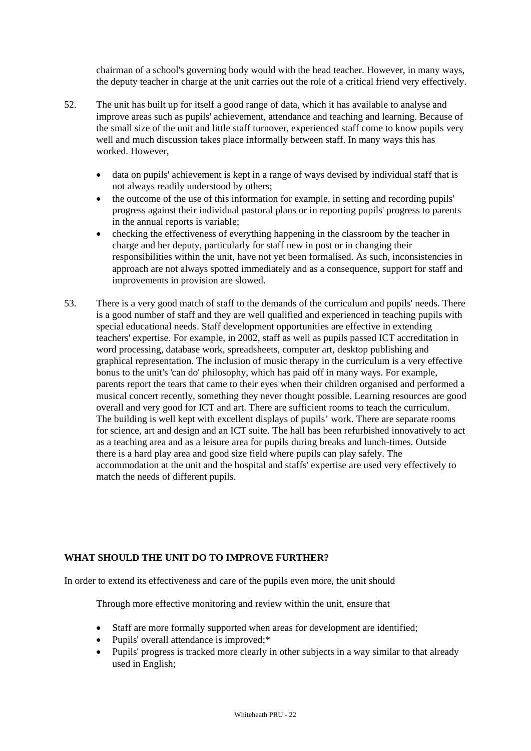chairman of a school's governing body would with the head teacher. However, in many ways, the deputy teacher in charge at the unit carries out the role of a critical friend very effectively.

52. The unit has built up for itself a good range of data, which it has available to analyse and improve areas such as pupils' achievement, attendance and teaching and learning. Because of the small size of the unit and little staff turnover, experienced staff come to know pupils very well and much discussion takes place informally between staff. In many ways this has worked. However,

    - data on pupils' achievement is kept in a range of ways devised by individual staff that is not always readily understood by others;
    - the outcome of the use of this information for example, in setting and recording pupils' progress against their individual pastoral plans or in reporting pupils' progress to parents in the annual reports is variable;
    - checking the effectiveness of everything happening in the classroom by the teacher in charge and her deputy, particularly for staff new in post or in changing their responsibilities within the unit, have not yet been formalised. As such, inconsistencies in approach are not always spotted immediately and as a consequence, support for staff and improvements in provision are slowed.

53. There is a very good match of staff to the demands of the curriculum and pupils' needs. There is a good number of staff and they are well qualified and experienced in teaching pupils with special educational needs. Staff development opportunities are effective in extending teachers' expertise. For example, in 2002, staff as well as pupils passed ICT accreditation in word processing, database work, spreadsheets, computer art, desktop publishing and graphical representation. The inclusion of music therapy in the curriculum is a very effective bonus to the unit's 'can do' philosophy, which has paid off in many ways. For example, parents report the tears that came to their eyes when their children organised and performed a musical concert recently, something they never thought possible. Learning resources are good overall and very good for ICT and art. There are sufficient rooms to teach the curriculum. The building is well kept with excellent displays of pupils' work. There are separate rooms for science, art and design and an ICT suite. The hall has been refurbished innovatively to act as a teaching area and as a leisure area for pupils during breaks and lunch-times. Outside there is a hard play area and good size field where pupils can play safely. The accommodation at the unit and the hospital and staffs' expertise are used very effectively to match the needs of different pupils.

**WHAT SHOULD THE UNIT DO TO IMPROVE FURTHER?**

In order to extend its effectiveness and care of the pupils even more, the unit should

Through more effective monitoring and review within the unit, ensure that

- Staff are more formally supported when areas for development are identified;
- Pupils' overall attendance is improved;*
- Pupils' progress is tracked more clearly in other subjects in a way similar to that already used in English;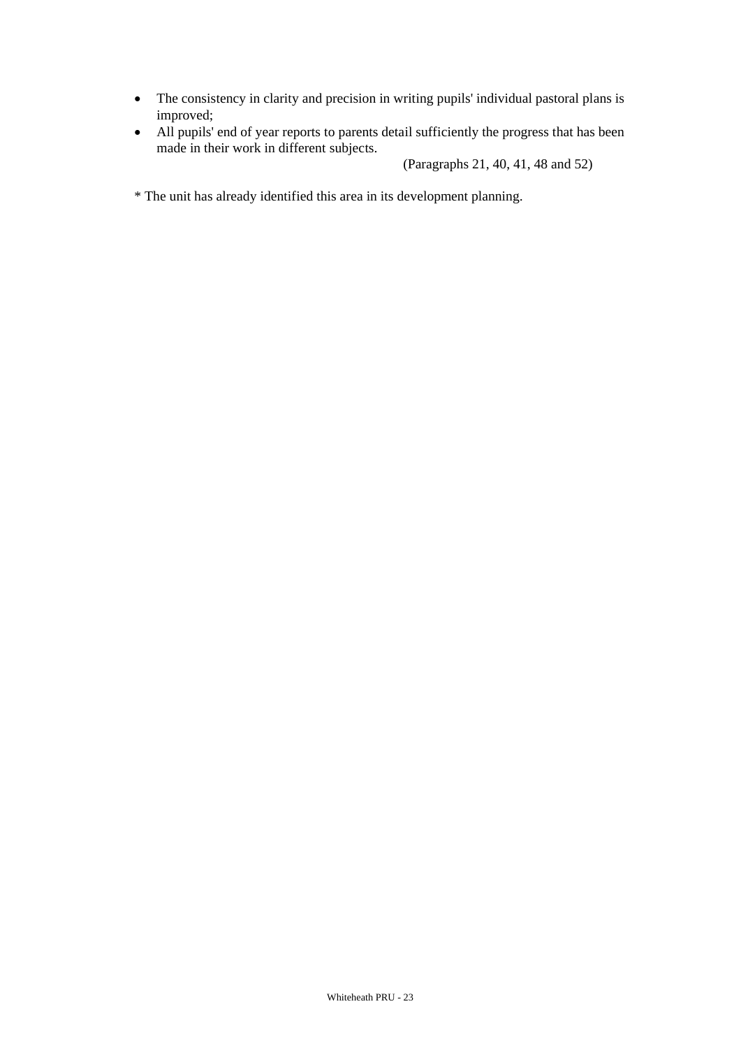- The consistency in clarity and precision in writing pupils' individual pastoral plans is improved;
- All pupils' end of year reports to parents detail sufficiently the progress that has been made in their work in different subjects.

(Paragraphs 21, 40, 41, 48 and 52)

* The unit has already identified this area in its development planning.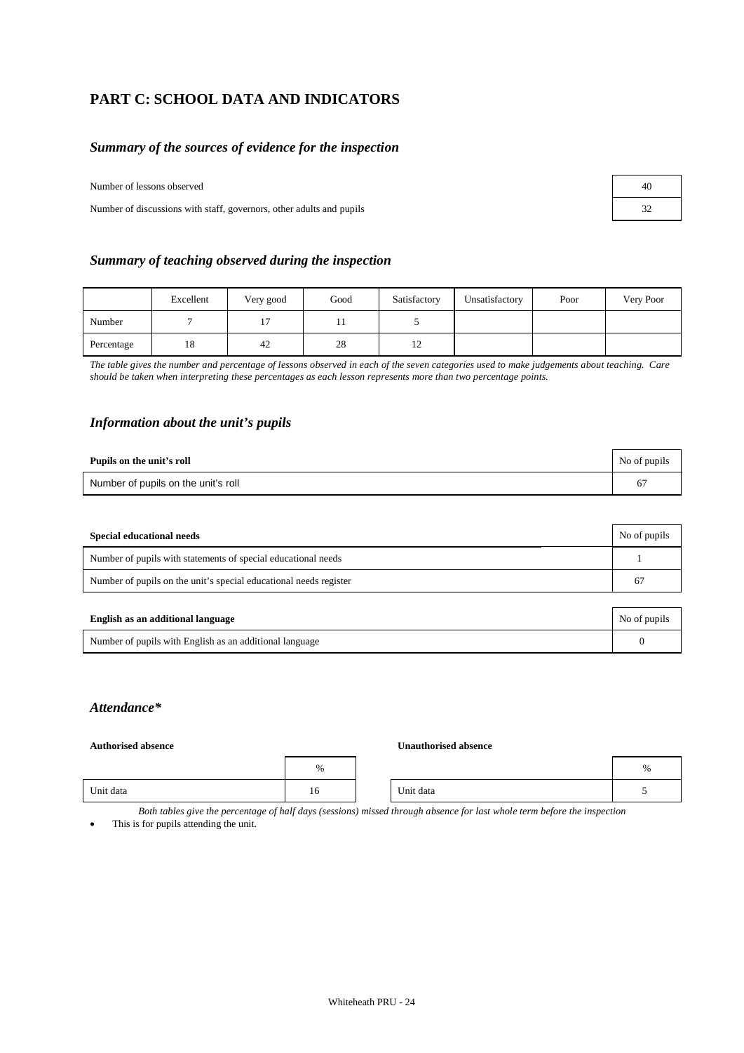# PART C: SCHOOL DATA AND INDICATORS

## *Summary of the sources of evidence for the inspection*

| | |
|---|---|
| Number of lessons observed | 40 |
| Number of discussions with staff, governors, other adults and pupils | 32 |

## *Summary of teaching observed during the inspection*

| | Excellent | Very good | Good | Satisfactory | Unsatisfactory | Poor | Very Poor |
|---|---|---|---|---|---|---|---|
| Number | 7 | 17 | 11 | 5 | | | |
| Percentage | 18 | 42 | 28 | 12 | | | |

*The table gives the number and percentage of lessons observed in each of the seven categories used to make judgements about teaching. Care should be taken when interpreting these percentages as each lesson represents more than two percentage points.*

## *Information about the unit's pupils*

| Pupils on the unit's roll | No of pupils |
|---|---|
| Number of pupils on the unit's roll | 67 |

| Special educational needs | No of pupils |
|---|---|
| Number of pupils with statements of special educational needs | 1 |
| Number of pupils on the unit's special educational needs register | 67 |

| English as an additional language | No of pupils |
|---|---|
| Number of pupils with English as an additional language | 0 |

## *Attendance**

**Authorised absence**

| | % |
|---|---|
| Unit data | 16 |

**Unauthorised absence**

| | % |
|---|---|
| Unit data | 5 |

*Both tables give the percentage of half days (sessions) missed through absence for last whole term before the inspection*

- This is for pupils attending the unit.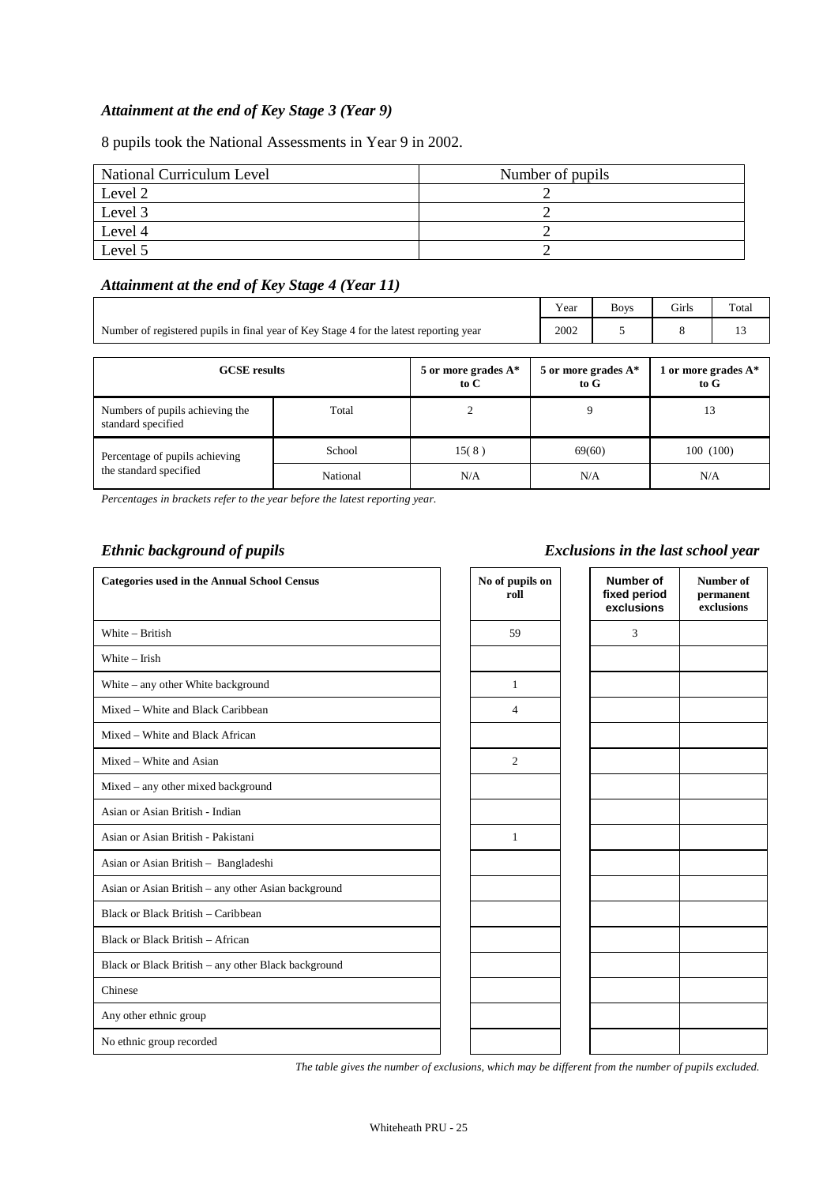### *Attainment at the end of Key Stage 3 (Year 9)*

8 pupils took the National Assessments in Year 9 in 2002.

| National Curriculum Level | Number of pupils |
|---|---|
| Level 2 | 2 |
| Level 3 | 2 |
| Level 4 | 2 |
| Level 5 | 2 |

### *Attainment at the end of Key Stage 4 (Year 11)*

| | Year | Boys | Girls | Total |
|---|---|---|---|---|
| Number of registered pupils in final year of Key Stage 4 for the latest reporting year | 2002 | 5 | 8 | 13 |

| GCSE results | | 5 or more grades A* to C | 5 or more grades A* to G | 1 or more grades A* to G |
|---|---|---|---|---|
| Numbers of pupils achieving the standard specified | Total | 2 | 9 | 13 |
| Percentage of pupils achieving the standard specified | School | 15( 8 ) | 69(60) | 100 (100) |
| | National | N/A | N/A | N/A |

*Percentages in brackets refer to the year before the latest reporting year.*

### *Ethnic background of pupils* / *Exclusions in the last school year*

| Categories used in the Annual School Census | No of pupils on roll | Number of fixed period exclusions | Number of permanent exclusions |
|---|---|---|---|
| White – British | 59 | 3 | |
| White – Irish | | | |
| White – any other White background | 1 | | |
| Mixed – White and Black Caribbean | 4 | | |
| Mixed – White and Black African | | | |
| Mixed – White and Asian | 2 | | |
| Mixed – any other mixed background | | | |
| Asian or Asian British - Indian | | | |
| Asian or Asian British - Pakistani | 1 | | |
| Asian or Asian British – Bangladeshi | | | |
| Asian or Asian British – any other Asian background | | | |
| Black or Black British – Caribbean | | | |
| Black or Black British – African | | | |
| Black or Black British – any other Black background | | | |
| Chinese | | | |
| Any other ethnic group | | | |
| No ethnic group recorded | | | |

*The table gives the number of exclusions, which may be different from the number of pupils excluded.*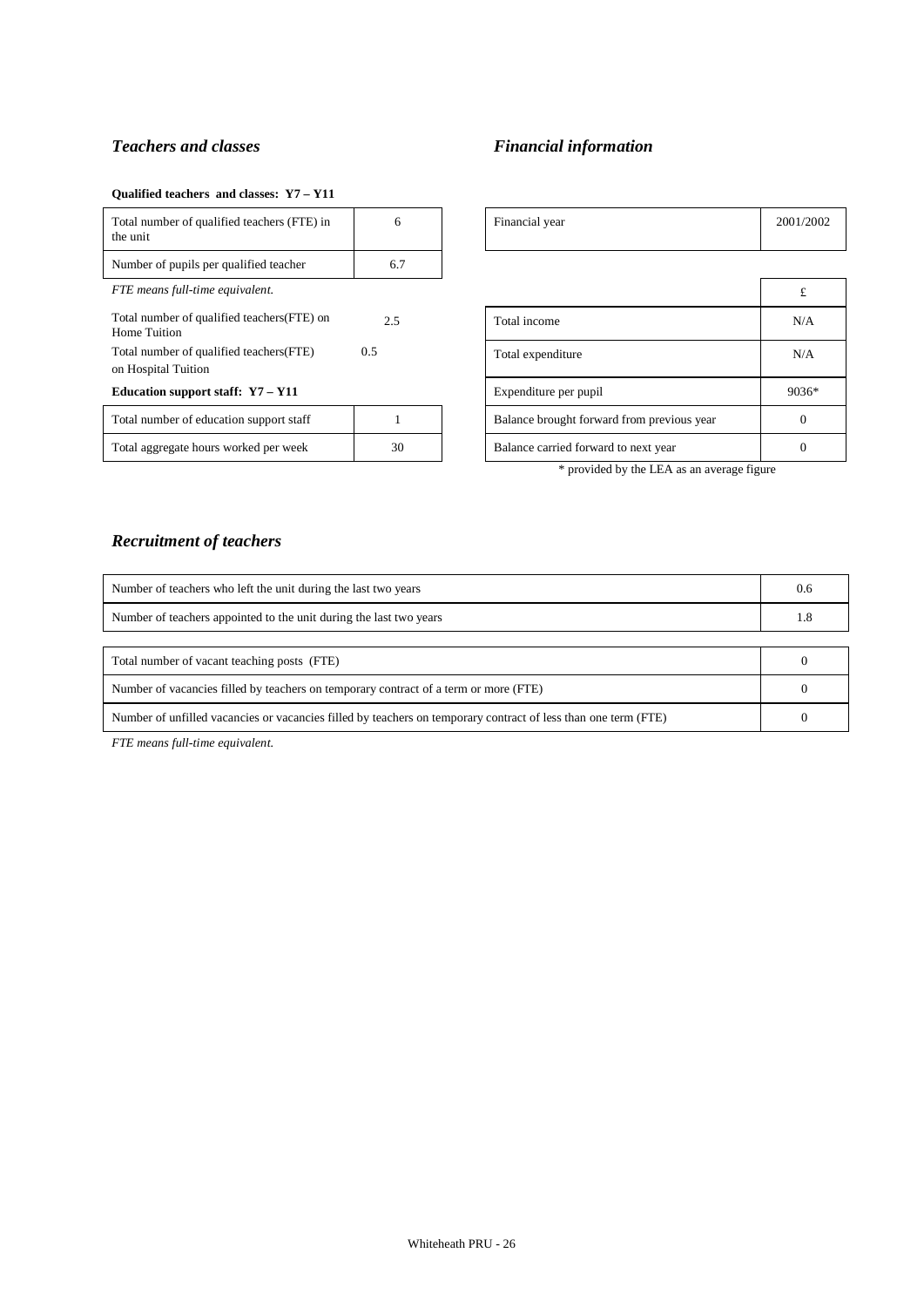## *Teachers and classes*

**Qualified teachers and classes: Y7 – Y11**

| | |
|---|---|
| Total number of qualified teachers (FTE) in the unit | 6 |
| Number of pupils per qualified teacher | 6.7 |

*FTE means full-time equivalent.*

| | |
|---|---|
| Total number of qualified teachers(FTE) on Home Tuition | 2.5 |
| Total number of qualified teachers(FTE) on Hospital Tuition | 0.5 |

**Education support staff: Y7 – Y11**

| | |
|---|---|
| Total number of education support staff | 1 |
| Total aggregate hours worked per week | 30 |

## *Financial information*

| | |
|---|---|
| Financial year | 2001/2002 |

| | £ |
|---|---|
| Total income | N/A |
| Total expenditure | N/A |
| Expenditure per pupil | 9036* |
| Balance brought forward from previous year | 0 |
| Balance carried forward to next year | 0 |

\* provided by the LEA as an average figure

## *Recruitment of teachers*

| | |
|---|---|
| Number of teachers who left the unit during the last two years | 0.6 |
| Number of teachers appointed to the unit during the last two years | 1.8 |

| | |
|---|---|
| Total number of vacant teaching posts (FTE) | 0 |
| Number of vacancies filled by teachers on temporary contract of a term or more (FTE) | 0 |
| Number of unfilled vacancies or vacancies filled by teachers on temporary contract of less than one term (FTE) | 0 |

*FTE means full-time equivalent.*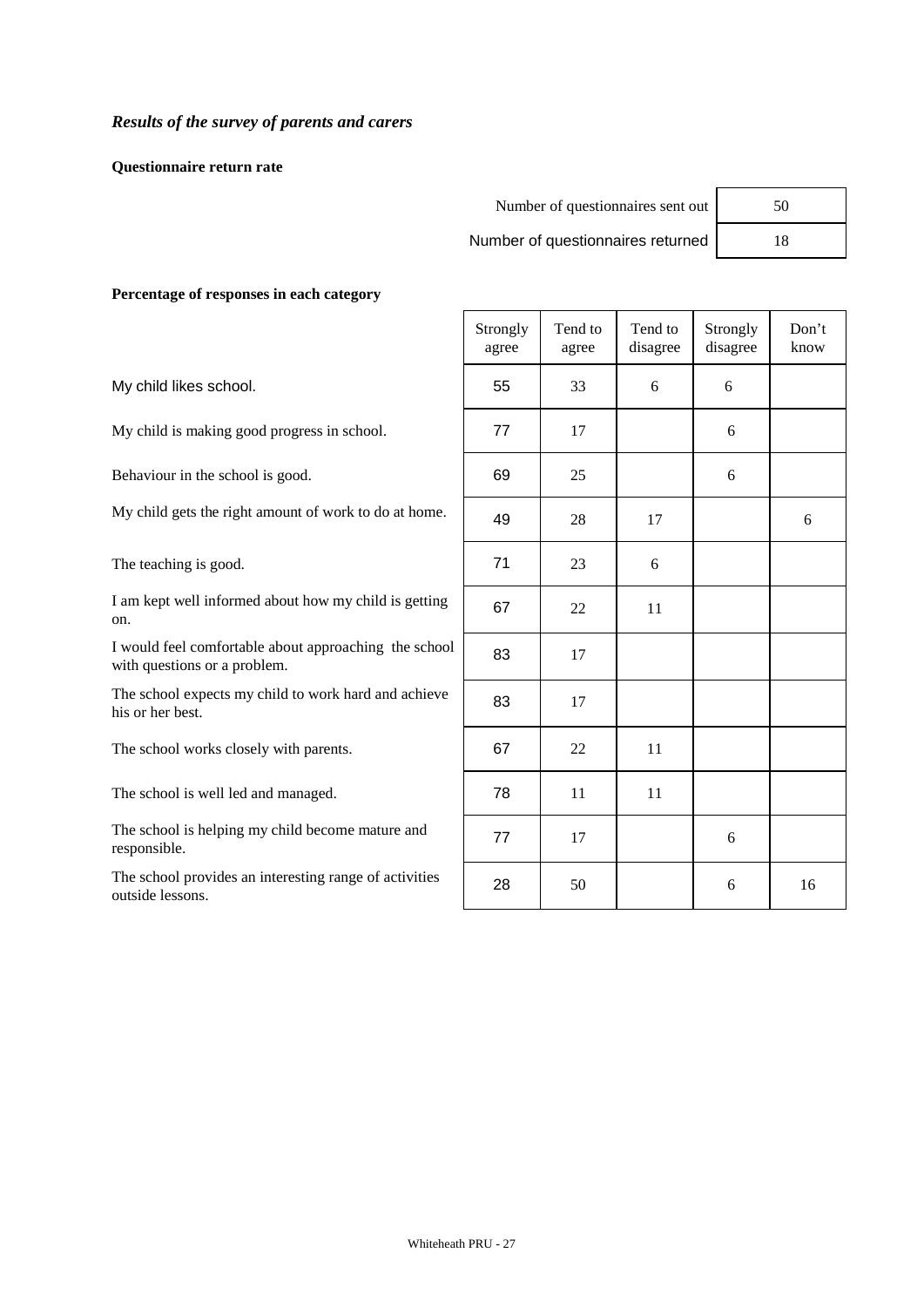### *Results of the survey of parents and carers*

**Questionnaire return rate**

| | |
|---|---|
| Number of questionnaires sent out | 50 |
| Number of questionnaires returned | 18 |

**Percentage of responses in each category**

| | Strongly agree | Tend to agree | Tend to disagree | Strongly disagree | Don't know |
|---|---|---|---|---|---|
| My child likes school. | 55 | 33 | 6 | 6 | |
| My child is making good progress in school. | 77 | 17 | | 6 | |
| Behaviour in the school is good. | 69 | 25 | | 6 | |
| My child gets the right amount of work to do at home. | 49 | 28 | 17 | | 6 |
| The teaching is good. | 71 | 23 | 6 | | |
| I am kept well informed about how my child is getting on. | 67 | 22 | 11 | | |
| I would feel comfortable about approaching the school with questions or a problem. | 83 | 17 | | | |
| The school expects my child to work hard and achieve his or her best. | 83 | 17 | | | |
| The school works closely with parents. | 67 | 22 | 11 | | |
| The school is well led and managed. | 78 | 11 | 11 | | |
| The school is helping my child become mature and responsible. | 77 | 17 | | 6 | |
| The school provides an interesting range of activities outside lessons. | 28 | 50 | | 6 | 16 |